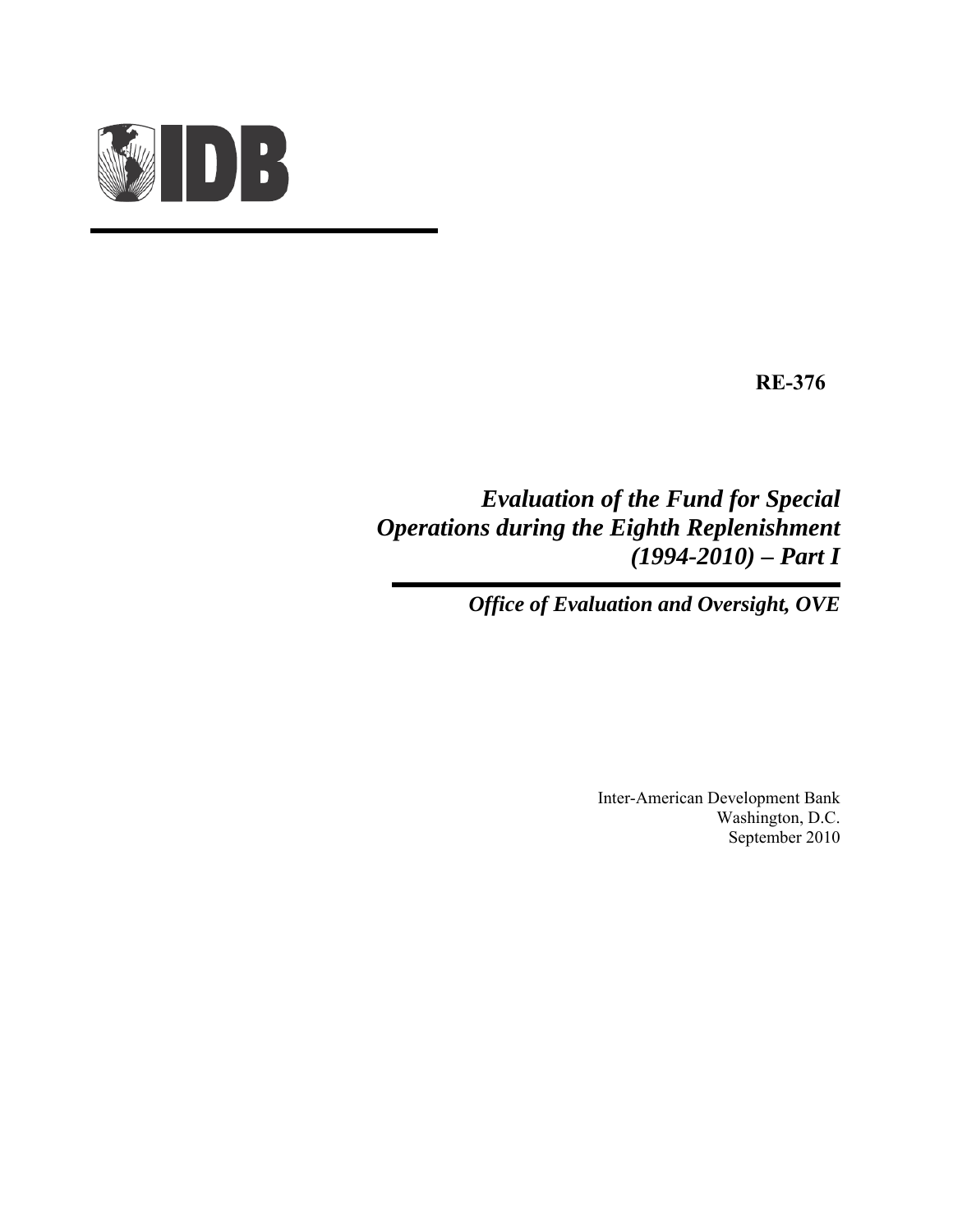IDB

**RE-376**

# *Evaluation of the Fund for Special Operations during the Eighth Replenishment (1994-2010) – Part I*

***Office of Evaluation and Oversight, OVE***

Inter-American Development Bank
Washington, D.C.
September 2010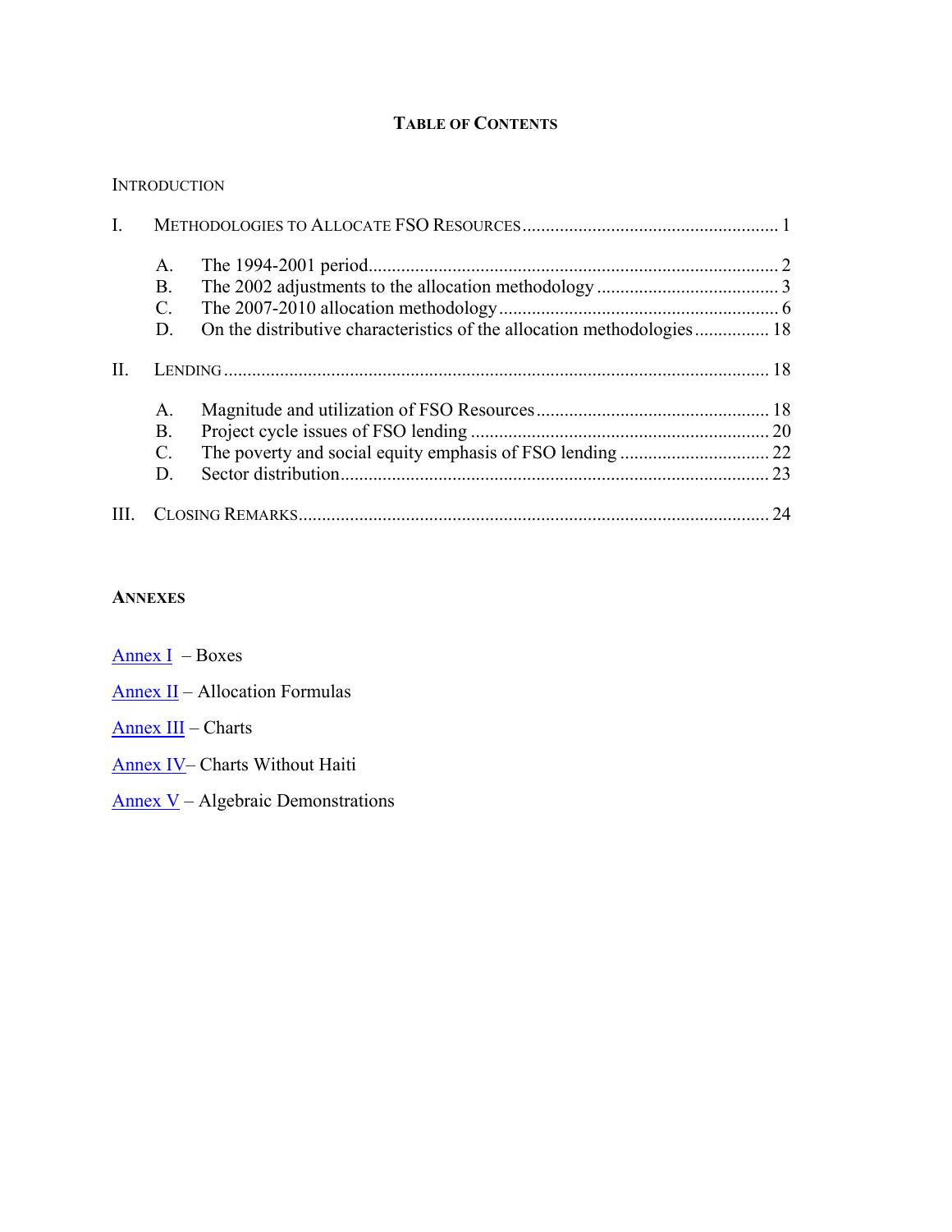# TABLE OF CONTENTS

INTRODUCTION

I. METHODOLOGIES TO ALLOCATE FSO RESOURCES ....... 1

- A. The 1994-2001 period ....... 2
- B. The 2002 adjustments to the allocation methodology ....... 3
- C. The 2007-2010 allocation methodology ....... 6
- D. On the distributive characteristics of the allocation methodologies ....... 18

II. LENDING ....... 18

- A. Magnitude and utilization of FSO Resources ....... 18
- B. Project cycle issues of FSO lending ....... 20
- C. The poverty and social equity emphasis of FSO lending ....... 22
- D. Sector distribution ....... 23

III. CLOSING REMARKS ....... 24

## ANNEXES

Annex I – Boxes

Annex II – Allocation Formulas

Annex III – Charts

Annex IV– Charts Without Haiti

Annex V – Algebraic Demonstrations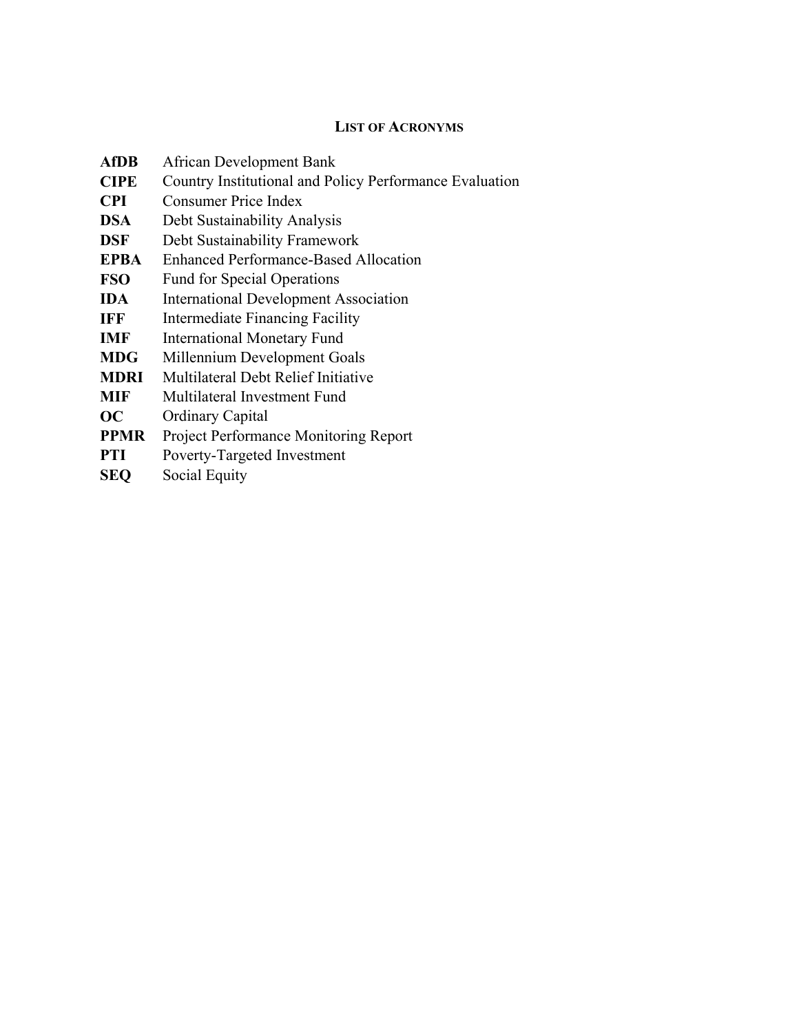## LIST OF ACRONYMS

| | |
|---|---|
| **AfDB** | African Development Bank |
| **CIPE** | Country Institutional and Policy Performance Evaluation |
| **CPI** | Consumer Price Index |
| **DSA** | Debt Sustainability Analysis |
| **DSF** | Debt Sustainability Framework |
| **EPBA** | Enhanced Performance-Based Allocation |
| **FSO** | Fund for Special Operations |
| **IDA** | International Development Association |
| **IFF** | Intermediate Financing Facility |
| **IMF** | International Monetary Fund |
| **MDG** | Millennium Development Goals |
| **MDRI** | Multilateral Debt Relief Initiative |
| **MIF** | Multilateral Investment Fund |
| **OC** | Ordinary Capital |
| **PPMR** | Project Performance Monitoring Report |
| **PTI** | Poverty-Targeted Investment |
| **SEQ** | Social Equity |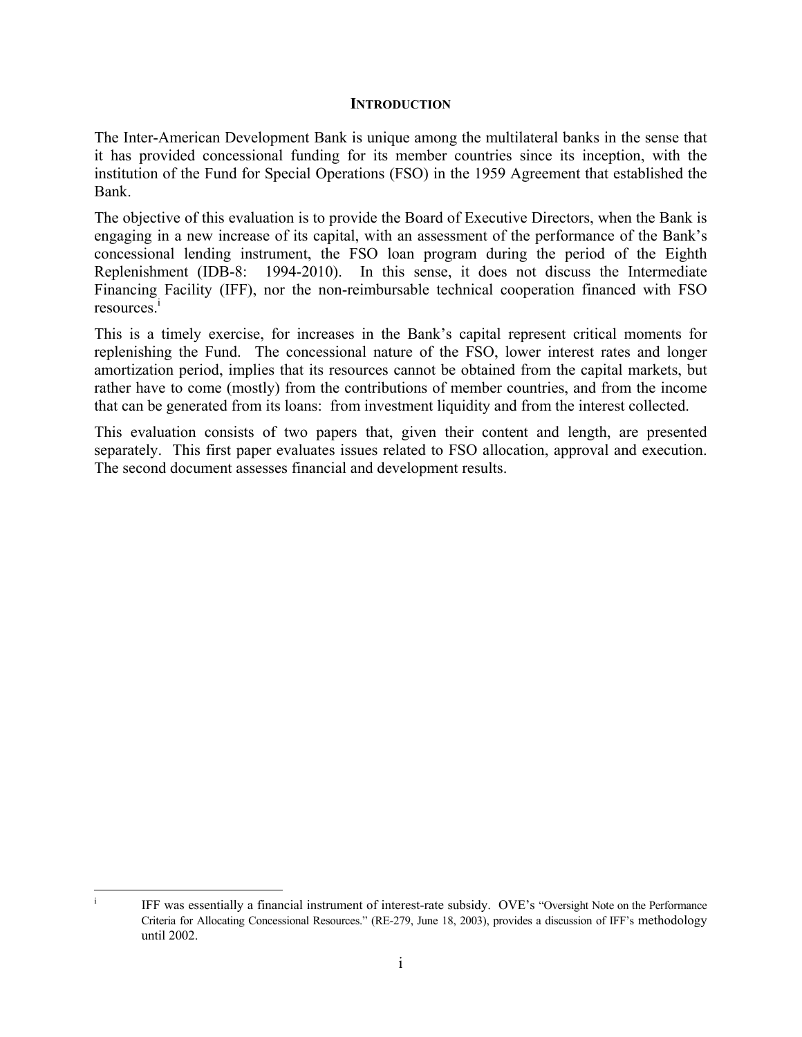## INTRODUCTION

The Inter-American Development Bank is unique among the multilateral banks in the sense that it has provided concessional funding for its member countries since its inception, with the institution of the Fund for Special Operations (FSO) in the 1959 Agreement that established the Bank.

The objective of this evaluation is to provide the Board of Executive Directors, when the Bank is engaging in a new increase of its capital, with an assessment of the performance of the Bank's concessional lending instrument, the FSO loan program during the period of the Eighth Replenishment (IDB-8: 1994-2010). In this sense, it does not discuss the Intermediate Financing Facility (IFF), nor the non-reimbursable technical cooperation financed with FSO resources.[i]

This is a timely exercise, for increases in the Bank's capital represent critical moments for replenishing the Fund. The concessional nature of the FSO, lower interest rates and longer amortization period, implies that its resources cannot be obtained from the capital markets, but rather have to come (mostly) from the contributions of member countries, and from the income that can be generated from its loans: from investment liquidity and from the interest collected.

This evaluation consists of two papers that, given their content and length, are presented separately. This first paper evaluates issues related to FSO allocation, approval and execution. The second document assesses financial and development results.

---

[i] IFF was essentially a financial instrument of interest-rate subsidy. OVE's "Oversight Note on the Performance Criteria for Allocating Concessional Resources." (RE-279, June 18, 2003), provides a discussion of IFF's methodology until 2002.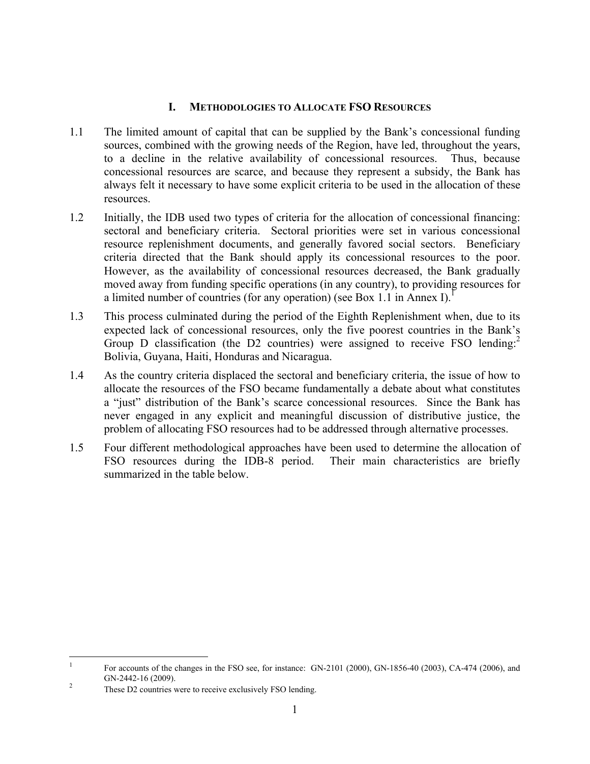# I. METHODOLOGIES TO ALLOCATE FSO RESOURCES

1.1 The limited amount of capital that can be supplied by the Bank's concessional funding sources, combined with the growing needs of the Region, have led, throughout the years, to a decline in the relative availability of concessional resources. Thus, because concessional resources are scarce, and because they represent a subsidy, the Bank has always felt it necessary to have some explicit criteria to be used in the allocation of these resources.

1.2 Initially, the IDB used two types of criteria for the allocation of concessional financing: sectoral and beneficiary criteria. Sectoral priorities were set in various concessional resource replenishment documents, and generally favored social sectors. Beneficiary criteria directed that the Bank should apply its concessional resources to the poor. However, as the availability of concessional resources decreased, the Bank gradually moved away from funding specific operations (in any country), to providing resources for a limited number of countries (for any operation) (see Box 1.1 in Annex I).[1]

1.3 This process culminated during the period of the Eighth Replenishment when, due to its expected lack of concessional resources, only the five poorest countries in the Bank's Group D classification (the D2 countries) were assigned to receive FSO lending:[2] Bolivia, Guyana, Haiti, Honduras and Nicaragua.

1.4 As the country criteria displaced the sectoral and beneficiary criteria, the issue of how to allocate the resources of the FSO became fundamentally a debate about what constitutes a "just" distribution of the Bank's scarce concessional resources. Since the Bank has never engaged in any explicit and meaningful discussion of distributive justice, the problem of allocating FSO resources had to be addressed through alternative processes.

1.5 Four different methodological approaches have been used to determine the allocation of FSO resources during the IDB-8 period. Their main characteristics are briefly summarized in the table below.

---

[1] For accounts of the changes in the FSO see, for instance: GN-2101 (2000), GN-1856-40 (2003), CA-474 (2006), and GN-2442-16 (2009).

[2] These D2 countries were to receive exclusively FSO lending.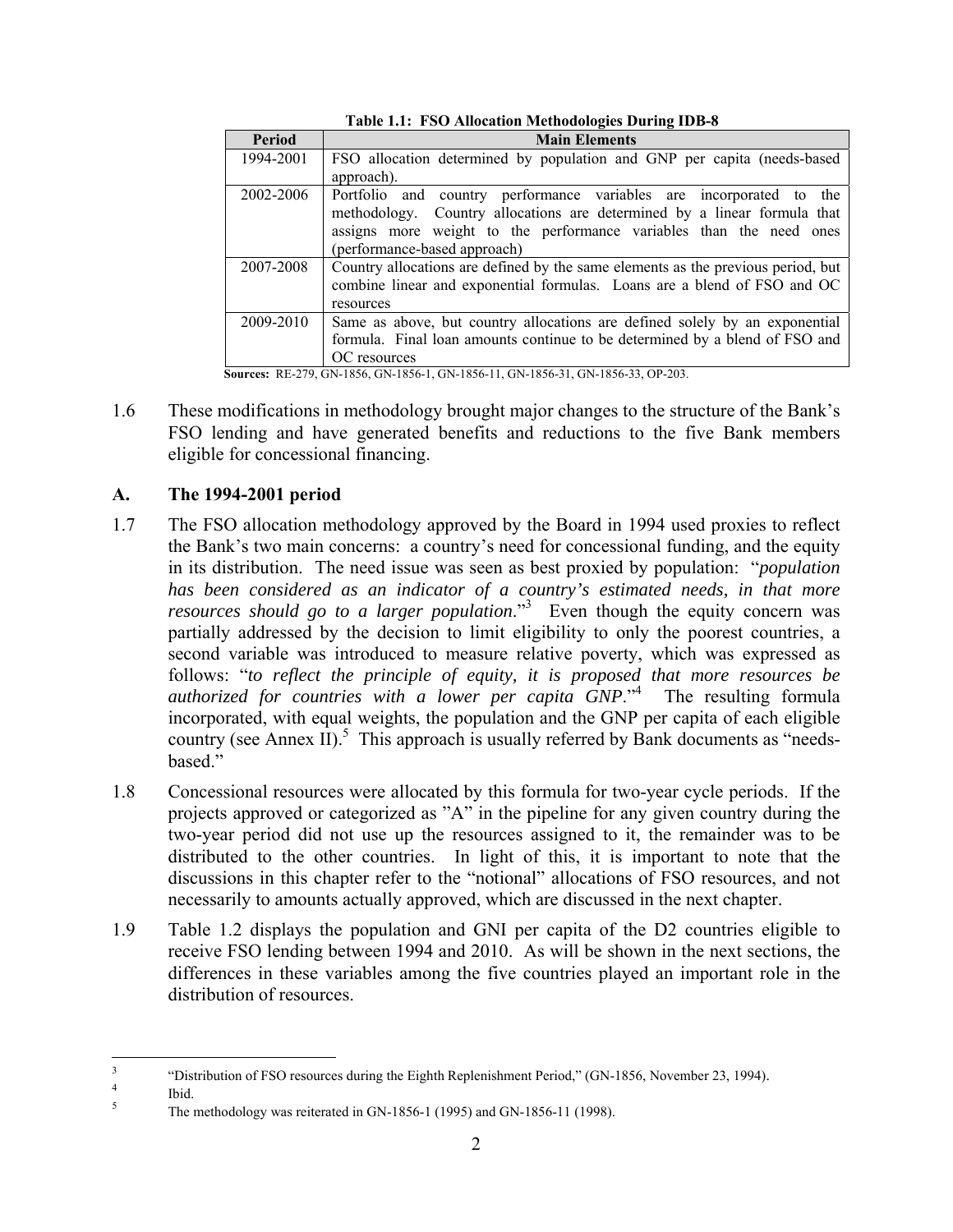**Table 1.1: FSO Allocation Methodologies During IDB-8**

| Period | Main Elements |
|---|---|
| 1994-2001 | FSO allocation determined by population and GNP per capita (needs-based approach). |
| 2002-2006 | Portfolio and country performance variables are incorporated to the methodology. Country allocations are determined by a linear formula that assigns more weight to the performance variables than the need ones (performance-based approach) |
| 2007-2008 | Country allocations are defined by the same elements as the previous period, but combine linear and exponential formulas. Loans are a blend of FSO and OC resources |
| 2009-2010 | Same as above, but country allocations are defined solely by an exponential formula. Final loan amounts continue to be determined by a blend of FSO and OC resources |

**Sources:** RE-279, GN-1856, GN-1856-1, GN-1856-11, GN-1856-31, GN-1856-33, OP-203.

1.6 These modifications in methodology brought major changes to the structure of the Bank's FSO lending and have generated benefits and reductions to the five Bank members eligible for concessional financing.

## A. The 1994-2001 period

1.7 The FSO allocation methodology approved by the Board in 1994 used proxies to reflect the Bank's two main concerns: a country's need for concessional funding, and the equity in its distribution. The need issue was seen as best proxied by population: "*population has been considered as an indicator of a country's estimated needs, in that more resources should go to a larger population*."[3] Even though the equity concern was partially addressed by the decision to limit eligibility to only the poorest countries, a second variable was introduced to measure relative poverty, which was expressed as follows: "*to reflect the principle of equity, it is proposed that more resources be authorized for countries with a lower per capita GNP*."[4] The resulting formula incorporated, with equal weights, the population and the GNP per capita of each eligible country (see Annex II).[5] This approach is usually referred by Bank documents as "needs-based."

1.8 Concessional resources were allocated by this formula for two-year cycle periods. If the projects approved or categorized as "A" in the pipeline for any given country during the two-year period did not use up the resources assigned to it, the remainder was to be distributed to the other countries. In light of this, it is important to note that the discussions in this chapter refer to the "notional" allocations of FSO resources, and not necessarily to amounts actually approved, which are discussed in the next chapter.

1.9 Table 1.2 displays the population and GNI per capita of the D2 countries eligible to receive FSO lending between 1994 and 2010. As will be shown in the next sections, the differences in these variables among the five countries played an important role in the distribution of resources.

---

[3] "Distribution of FSO resources during the Eighth Replenishment Period," (GN-1856, November 23, 1994).

[4] Ibid.

[5] The methodology was reiterated in GN-1856-1 (1995) and GN-1856-11 (1998).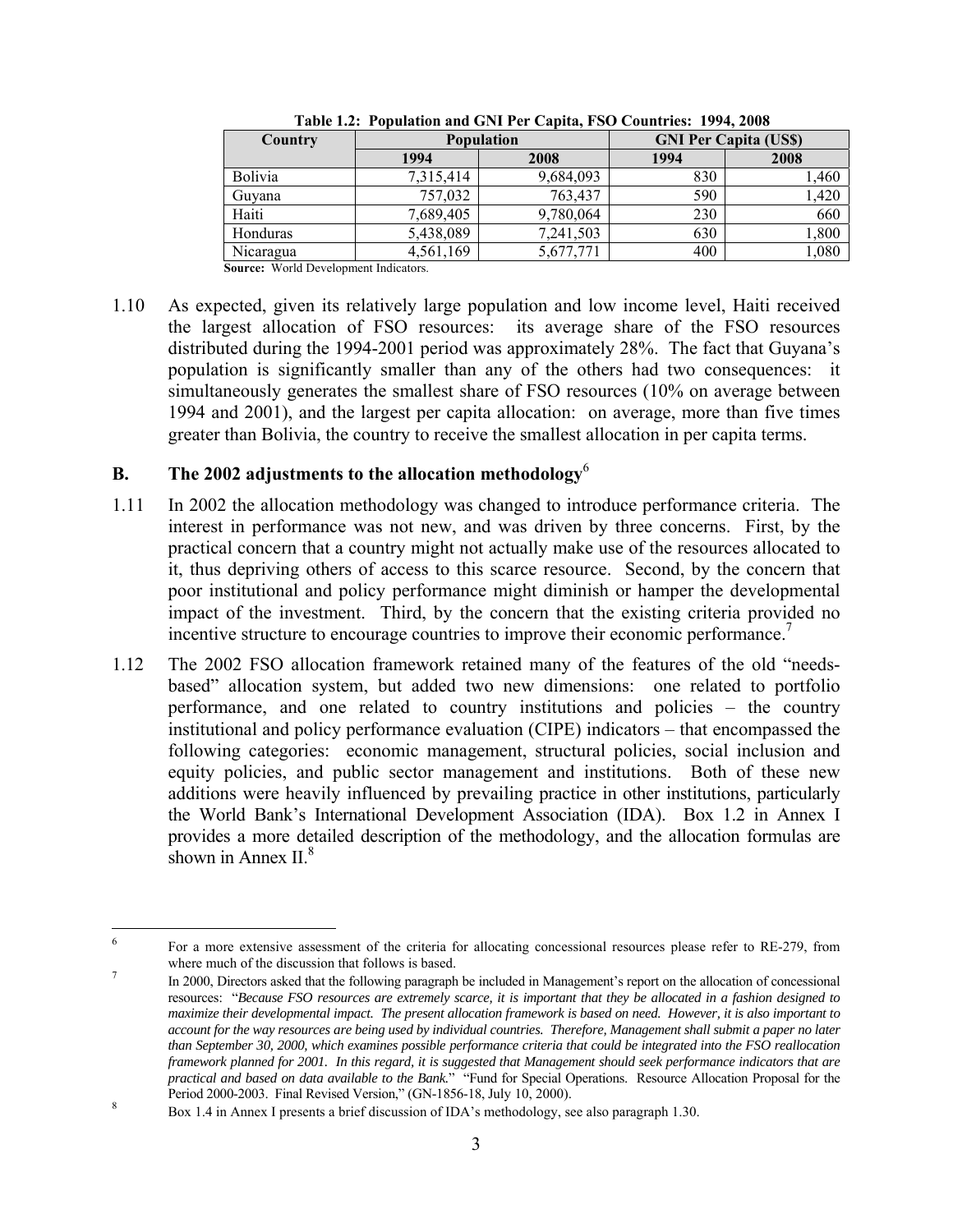**Table 1.2: Population and GNI Per Capita, FSO Countries: 1994, 2008**

| Country | Population | | GNI Per Capita (US$) | |
|---|---|---|---|---|
| | 1994 | 2008 | 1994 | 2008 |
| Bolivia | 7,315,414 | 9,684,093 | 830 | 1,460 |
| Guyana | 757,032 | 763,437 | 590 | 1,420 |
| Haiti | 7,689,405 | 9,780,064 | 230 | 660 |
| Honduras | 5,438,089 | 7,241,503 | 630 | 1,800 |
| Nicaragua | 4,561,169 | 5,677,771 | 400 | 1,080 |

**Source:** World Development Indicators.

1.10 As expected, given its relatively large population and low income level, Haiti received the largest allocation of FSO resources: its average share of the FSO resources distributed during the 1994-2001 period was approximately 28%. The fact that Guyana's population is significantly smaller than any of the others had two consequences: it simultaneously generates the smallest share of FSO resources (10% on average between 1994 and 2001), and the largest per capita allocation: on average, more than five times greater than Bolivia, the country to receive the smallest allocation in per capita terms.

## B. The 2002 adjustments to the allocation methodology[6]

1.11 In 2002 the allocation methodology was changed to introduce performance criteria. The interest in performance was not new, and was driven by three concerns. First, by the practical concern that a country might not actually make use of the resources allocated to it, thus depriving others of access to this scarce resource. Second, by the concern that poor institutional and policy performance might diminish or hamper the developmental impact of the investment. Third, by the concern that the existing criteria provided no incentive structure to encourage countries to improve their economic performance.[7]

1.12 The 2002 FSO allocation framework retained many of the features of the old "needs-based" allocation system, but added two new dimensions: one related to portfolio performance, and one related to country institutions and policies – the country institutional and policy performance evaluation (CIPE) indicators – that encompassed the following categories: economic management, structural policies, social inclusion and equity policies, and public sector management and institutions. Both of these new additions were heavily influenced by prevailing practice in other institutions, particularly the World Bank's International Development Association (IDA). Box 1.2 in Annex I provides a more detailed description of the methodology, and the allocation formulas are shown in Annex II.[8]

---

[6] For a more extensive assessment of the criteria for allocating concessional resources please refer to RE-279, from where much of the discussion that follows is based.

[7] In 2000, Directors asked that the following paragraph be included in Management's report on the allocation of concessional resources: "*Because FSO resources are extremely scarce, it is important that they be allocated in a fashion designed to maximize their developmental impact. The present allocation framework is based on need. However, it is also important to account for the way resources are being used by individual countries. Therefore, Management shall submit a paper no later than September 30, 2000, which examines possible performance criteria that could be integrated into the FSO reallocation framework planned for 2001. In this regard, it is suggested that Management should seek performance indicators that are practical and based on data available to the Bank.*" "Fund for Special Operations. Resource Allocation Proposal for the Period 2000-2003. Final Revised Version," (GN-1856-18, July 10, 2000).

[8] Box 1.4 in Annex I presents a brief discussion of IDA's methodology, see also paragraph 1.30.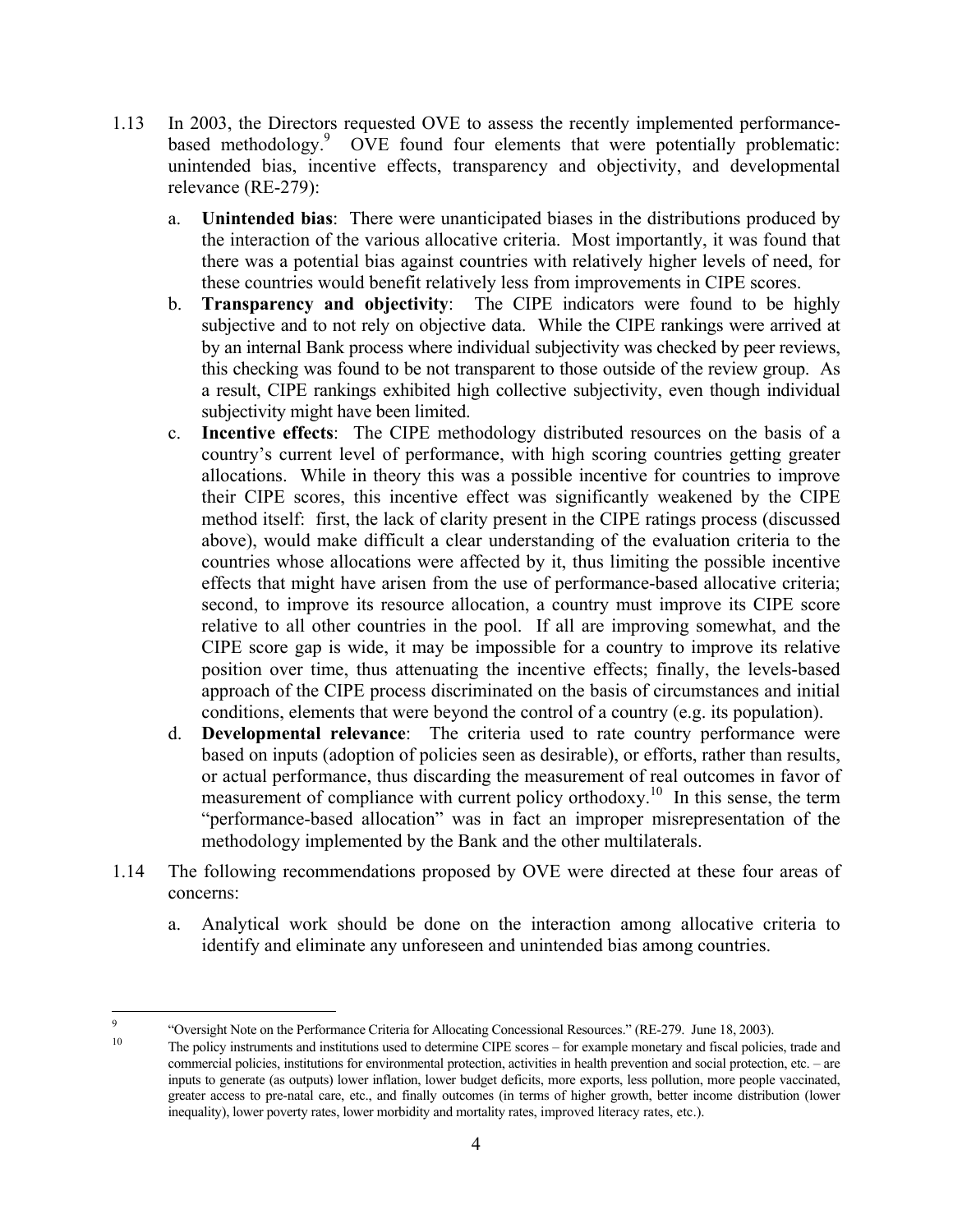1.13 In 2003, the Directors requested OVE to assess the recently implemented performance-based methodology.[9] OVE found four elements that were potentially problematic: unintended bias, incentive effects, transparency and objectivity, and developmental relevance (RE-279):

   a. **Unintended bias**: There were unanticipated biases in the distributions produced by the interaction of the various allocative criteria. Most importantly, it was found that there was a potential bias against countries with relatively higher levels of need, for these countries would benefit relatively less from improvements in CIPE scores.

   b. **Transparency and objectivity**: The CIPE indicators were found to be highly subjective and to not rely on objective data. While the CIPE rankings were arrived at by an internal Bank process where individual subjectivity was checked by peer reviews, this checking was found to be not transparent to those outside of the review group. As a result, CIPE rankings exhibited high collective subjectivity, even though individual subjectivity might have been limited.

   c. **Incentive effects**: The CIPE methodology distributed resources on the basis of a country's current level of performance, with high scoring countries getting greater allocations. While in theory this was a possible incentive for countries to improve their CIPE scores, this incentive effect was significantly weakened by the CIPE method itself: first, the lack of clarity present in the CIPE ratings process (discussed above), would make difficult a clear understanding of the evaluation criteria to the countries whose allocations were affected by it, thus limiting the possible incentive effects that might have arisen from the use of performance-based allocative criteria; second, to improve its resource allocation, a country must improve its CIPE score relative to all other countries in the pool. If all are improving somewhat, and the CIPE score gap is wide, it may be impossible for a country to improve its relative position over time, thus attenuating the incentive effects; finally, the levels-based approach of the CIPE process discriminated on the basis of circumstances and initial conditions, elements that were beyond the control of a country (e.g. its population).

   d. **Developmental relevance**: The criteria used to rate country performance were based on inputs (adoption of policies seen as desirable), or efforts, rather than results, or actual performance, thus discarding the measurement of real outcomes in favor of measurement of compliance with current policy orthodoxy.[10] In this sense, the term "performance-based allocation" was in fact an improper misrepresentation of the methodology implemented by the Bank and the other multilaterals.

1.14 The following recommendations proposed by OVE were directed at these four areas of concerns:

   a. Analytical work should be done on the interaction among allocative criteria to identify and eliminate any unforeseen and unintended bias among countries.

---

[9] "Oversight Note on the Performance Criteria for Allocating Concessional Resources." (RE-279. June 18, 2003).

[10] The policy instruments and institutions used to determine CIPE scores – for example monetary and fiscal policies, trade and commercial policies, institutions for environmental protection, activities in health prevention and social protection, etc. – are inputs to generate (as outputs) lower inflation, lower budget deficits, more exports, less pollution, more people vaccinated, greater access to pre-natal care, etc., and finally outcomes (in terms of higher growth, better income distribution (lower inequality), lower poverty rates, lower morbidity and mortality rates, improved literacy rates, etc.).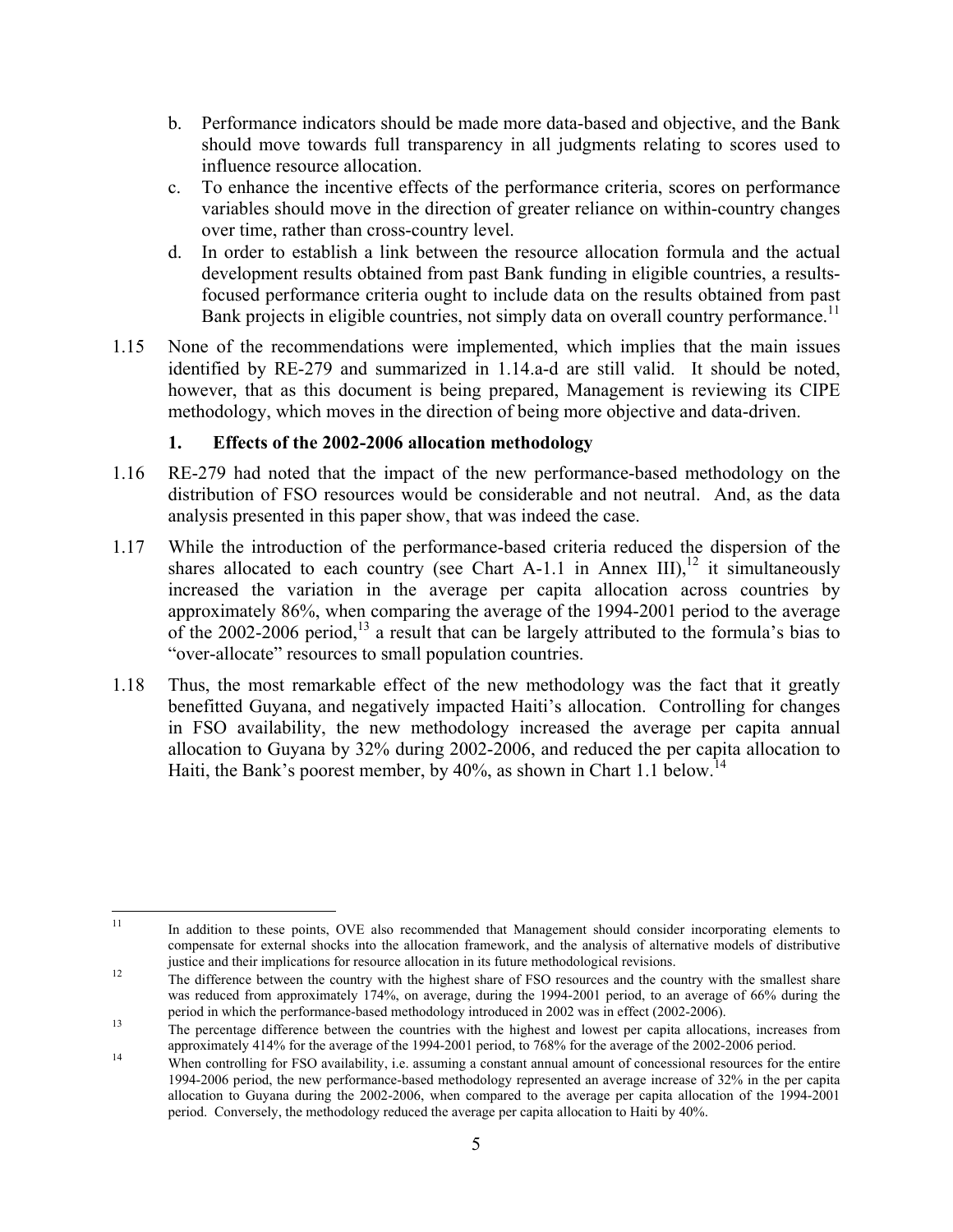b. Performance indicators should be made more data-based and objective, and the Bank should move towards full transparency in all judgments relating to scores used to influence resource allocation.

c. To enhance the incentive effects of the performance criteria, scores on performance variables should move in the direction of greater reliance on within-country changes over time, rather than cross-country level.

d. In order to establish a link between the resource allocation formula and the actual development results obtained from past Bank funding in eligible countries, a results-focused performance criteria ought to include data on the results obtained from past Bank projects in eligible countries, not simply data on overall country performance.[11]

1.15 None of the recommendations were implemented, which implies that the main issues identified by RE-279 and summarized in 1.14.a-d are still valid. It should be noted, however, that as this document is being prepared, Management is reviewing its CIPE methodology, which moves in the direction of being more objective and data-driven.

### 1. Effects of the 2002-2006 allocation methodology

1.16 RE-279 had noted that the impact of the new performance-based methodology on the distribution of FSO resources would be considerable and not neutral. And, as the data analysis presented in this paper show, that was indeed the case.

1.17 While the introduction of the performance-based criteria reduced the dispersion of the shares allocated to each country (see Chart A-1.1 in Annex III),[12] it simultaneously increased the variation in the average per capita allocation across countries by approximately 86%, when comparing the average of the 1994-2001 period to the average of the 2002-2006 period,[13] a result that can be largely attributed to the formula's bias to "over-allocate" resources to small population countries.

1.18 Thus, the most remarkable effect of the new methodology was the fact that it greatly benefitted Guyana, and negatively impacted Haiti's allocation. Controlling for changes in FSO availability, the new methodology increased the average per capita annual allocation to Guyana by 32% during 2002-2006, and reduced the per capita allocation to Haiti, the Bank's poorest member, by 40%, as shown in Chart 1.1 below.[14]

---

[11] In addition to these points, OVE also recommended that Management should consider incorporating elements to compensate for external shocks into the allocation framework, and the analysis of alternative models of distributive justice and their implications for resource allocation in its future methodological revisions.

[12] The difference between the country with the highest share of FSO resources and the country with the smallest share was reduced from approximately 174%, on average, during the 1994-2001 period, to an average of 66% during the period in which the performance-based methodology introduced in 2002 was in effect (2002-2006).

[13] The percentage difference between the countries with the highest and lowest per capita allocations, increases from approximately 414% for the average of the 1994-2001 period, to 768% for the average of the 2002-2006 period.

[14] When controlling for FSO availability, i.e. assuming a constant annual amount of concessional resources for the entire 1994-2006 period, the new performance-based methodology represented an average increase of 32% in the per capita allocation to Guyana during the 2002-2006, when compared to the average per capita allocation of the 1994-2001 period. Conversely, the methodology reduced the average per capita allocation to Haiti by 40%.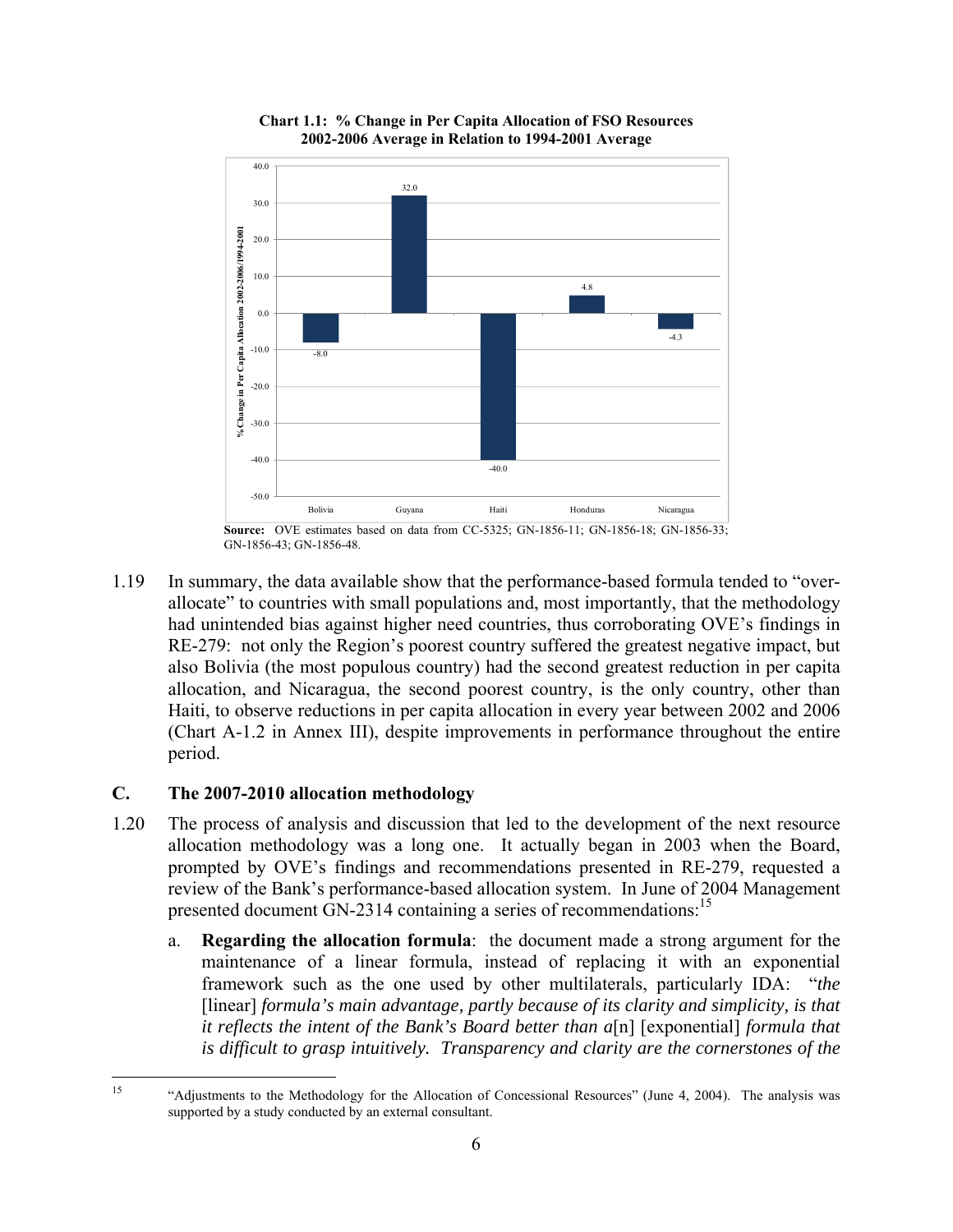**Chart 1.1: % Change in Per Capita Allocation of FSO Resources 2002-2006 Average in Relation to 1994-2001 Average**

| Country | % Change in Per Capita Allocation 2002-2006/1994-2001 |
|---|---|
| Bolivia | -8.0 |
| Guyana | 32.0 |
| Haiti | -40.0 |
| Honduras | 4.8 |
| Nicaragua | -4.3 |

**Source:** OVE estimates based on data from CC-5325; GN-1856-11; GN-1856-18; GN-1856-33; GN-1856-43; GN-1856-48.

1.19 In summary, the data available show that the performance-based formula tended to "over-allocate" to countries with small populations and, most importantly, that the methodology had unintended bias against higher need countries, thus corroborating OVE's findings in RE-279: not only the Region's poorest country suffered the greatest negative impact, but also Bolivia (the most populous country) had the second greatest reduction in per capita allocation, and Nicaragua, the second poorest country, is the only country, other than Haiti, to observe reductions in per capita allocation in every year between 2002 and 2006 (Chart A-1.2 in Annex III), despite improvements in performance throughout the entire period.

## C. The 2007-2010 allocation methodology

1.20 The process of analysis and discussion that led to the development of the next resource allocation methodology was a long one. It actually began in 2003 when the Board, prompted by OVE's findings and recommendations presented in RE-279, requested a review of the Bank's performance-based allocation system. In June of 2004 Management presented document GN-2314 containing a series of recommendations:[15]

a. **Regarding the allocation formula**: the document made a strong argument for the maintenance of a linear formula, instead of replacing it with an exponential framework such as the one used by other multilaterals, particularly IDA: "*the* [linear] *formula's main advantage, partly because of its clarity and simplicity, is that it reflects the intent of the Bank's Board better than a*[n] [exponential] *formula that is difficult to grasp intuitively. Transparency and clarity are the cornerstones of the*

[15] "Adjustments to the Methodology for the Allocation of Concessional Resources" (June 4, 2004). The analysis was supported by a study conducted by an external consultant.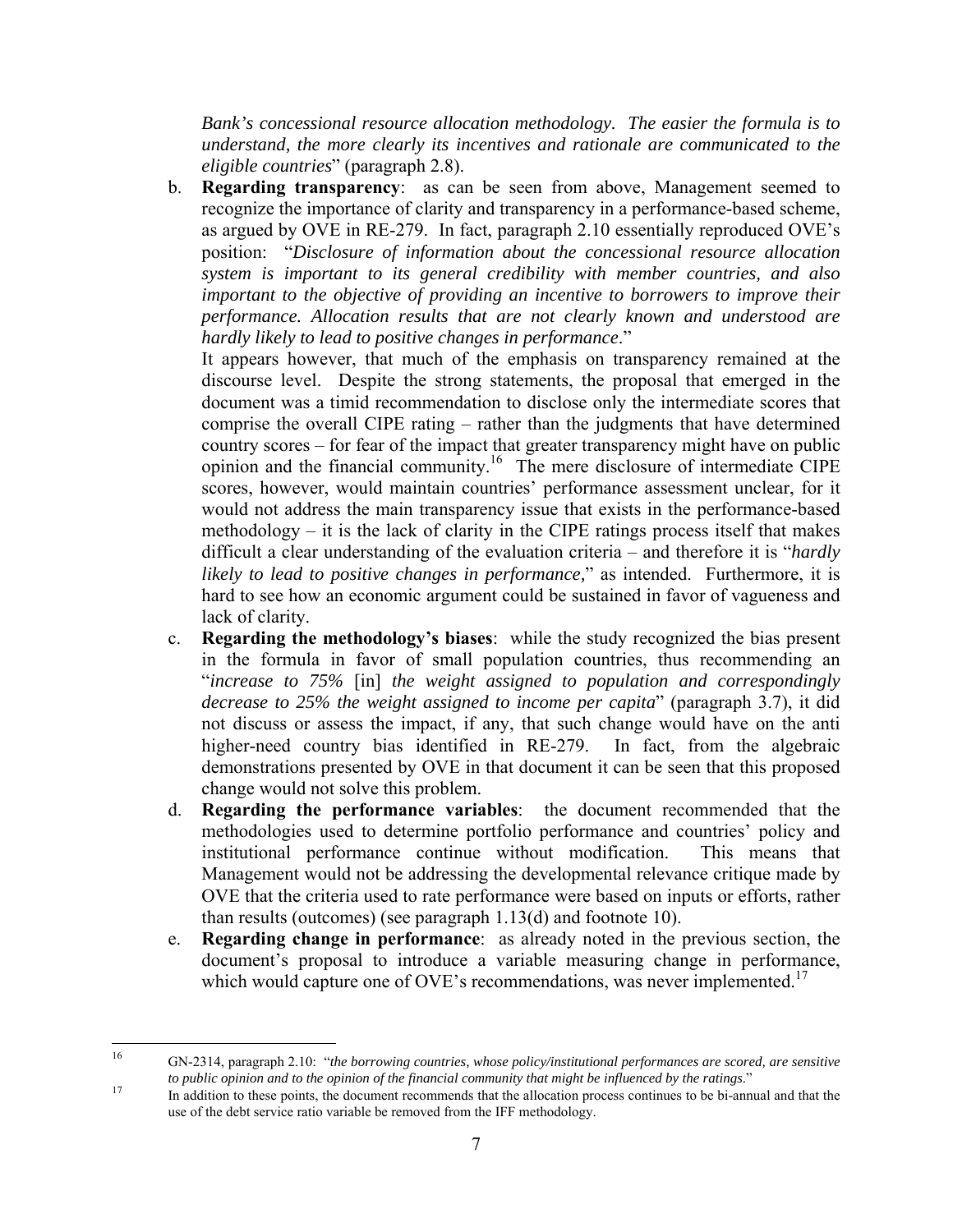*Bank's concessional resource allocation methodology. The easier the formula is to understand, the more clearly its incentives and rationale are communicated to the eligible countries*" (paragraph 2.8).

b. **Regarding transparency**: as can be seen from above, Management seemed to recognize the importance of clarity and transparency in a performance-based scheme, as argued by OVE in RE-279. In fact, paragraph 2.10 essentially reproduced OVE's position: "*Disclosure of information about the concessional resource allocation system is important to its general credibility with member countries, and also important to the objective of providing an incentive to borrowers to improve their performance. Allocation results that are not clearly known and understood are hardly likely to lead to positive changes in performance*."

   It appears however, that much of the emphasis on transparency remained at the discourse level. Despite the strong statements, the proposal that emerged in the document was a timid recommendation to disclose only the intermediate scores that comprise the overall CIPE rating – rather than the judgments that have determined country scores – for fear of the impact that greater transparency might have on public opinion and the financial community.[16] The mere disclosure of intermediate CIPE scores, however, would maintain countries' performance assessment unclear, for it would not address the main transparency issue that exists in the performance-based methodology – it is the lack of clarity in the CIPE ratings process itself that makes difficult a clear understanding of the evaluation criteria – and therefore it is "*hardly likely to lead to positive changes in performance,*" as intended. Furthermore, it is hard to see how an economic argument could be sustained in favor of vagueness and lack of clarity.

c. **Regarding the methodology's biases**: while the study recognized the bias present in the formula in favor of small population countries, thus recommending an "*increase to 75%* [in] *the weight assigned to population and correspondingly decrease to 25% the weight assigned to income per capita*" (paragraph 3.7), it did not discuss or assess the impact, if any, that such change would have on the anti higher-need country bias identified in RE-279. In fact, from the algebraic demonstrations presented by OVE in that document it can be seen that this proposed change would not solve this problem.

d. **Regarding the performance variables**: the document recommended that the methodologies used to determine portfolio performance and countries' policy and institutional performance continue without modification. This means that Management would not be addressing the developmental relevance critique made by OVE that the criteria used to rate performance were based on inputs or efforts, rather than results (outcomes) (see paragraph 1.13(d) and footnote 10).

e. **Regarding change in performance**: as already noted in the previous section, the document's proposal to introduce a variable measuring change in performance, which would capture one of OVE's recommendations, was never implemented.[17]

---

[16] GN-2314, paragraph 2.10: "*the borrowing countries, whose policy/institutional performances are scored, are sensitive to public opinion and to the opinion of the financial community that might be influenced by the ratings*."

[17] In addition to these points, the document recommends that the allocation process continues to be bi-annual and that the use of the debt service ratio variable be removed from the IFF methodology.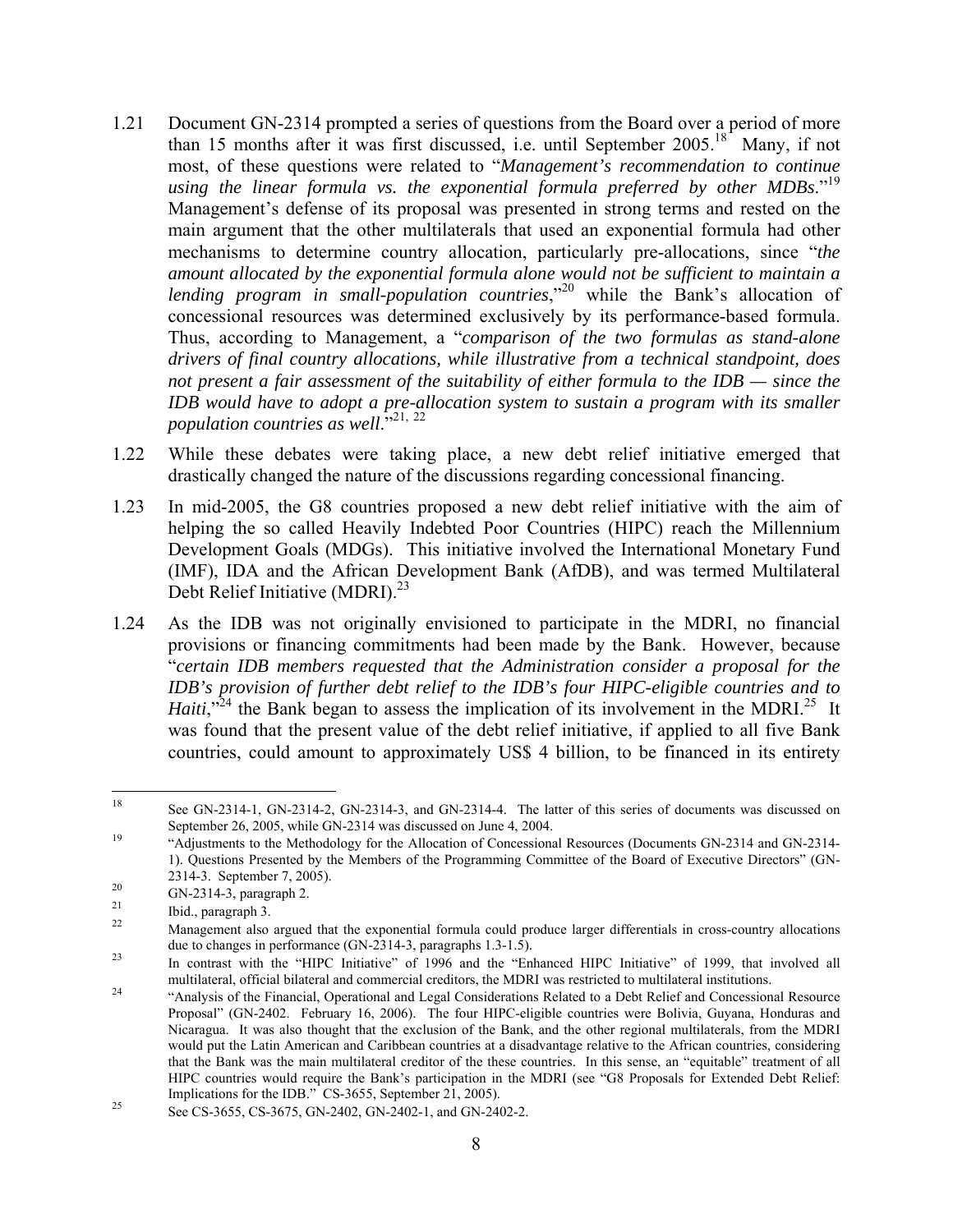1.21 Document GN-2314 prompted a series of questions from the Board over a period of more than 15 months after it was first discussed, i.e. until September 2005.[18] Many, if not most, of these questions were related to "*Management's recommendation to continue using the linear formula vs. the exponential formula preferred by other MDBs*."[19] Management's defense of its proposal was presented in strong terms and rested on the main argument that the other multilaterals that used an exponential formula had other mechanisms to determine country allocation, particularly pre-allocations, since "*the amount allocated by the exponential formula alone would not be sufficient to maintain a lending program in small-population countries*,"[20] while the Bank's allocation of concessional resources was determined exclusively by its performance-based formula. Thus, according to Management, a "*comparison of the two formulas as stand-alone drivers of final country allocations, while illustrative from a technical standpoint, does not present a fair assessment of the suitability of either formula to the IDB — since the IDB would have to adopt a pre-allocation system to sustain a program with its smaller population countries as well*."[21, 22]

1.22 While these debates were taking place, a new debt relief initiative emerged that drastically changed the nature of the discussions regarding concessional financing.

1.23 In mid-2005, the G8 countries proposed a new debt relief initiative with the aim of helping the so called Heavily Indebted Poor Countries (HIPC) reach the Millennium Development Goals (MDGs). This initiative involved the International Monetary Fund (IMF), IDA and the African Development Bank (AfDB), and was termed Multilateral Debt Relief Initiative (MDRI).[23]

1.24 As the IDB was not originally envisioned to participate in the MDRI, no financial provisions or financing commitments had been made by the Bank. However, because "*certain IDB members requested that the Administration consider a proposal for the IDB's provision of further debt relief to the IDB's four HIPC-eligible countries and to Haiti*,"[24] the Bank began to assess the implication of its involvement in the MDRI.[25] It was found that the present value of the debt relief initiative, if applied to all five Bank countries, could amount to approximately US$ 4 billion, to be financed in its entirety

---

[18] See GN-2314-1, GN-2314-2, GN-2314-3, and GN-2314-4. The latter of this series of documents was discussed on September 26, 2005, while GN-2314 was discussed on June 4, 2004.

[19] "Adjustments to the Methodology for the Allocation of Concessional Resources (Documents GN-2314 and GN-2314-1). Questions Presented by the Members of the Programming Committee of the Board of Executive Directors" (GN-2314-3. September 7, 2005).

[20] GN-2314-3, paragraph 2.

[21] Ibid., paragraph 3.

[22] Management also argued that the exponential formula could produce larger differentials in cross-country allocations due to changes in performance (GN-2314-3, paragraphs 1.3-1.5).

[23] In contrast with the "HIPC Initiative" of 1996 and the "Enhanced HIPC Initiative" of 1999, that involved all multilateral, official bilateral and commercial creditors, the MDRI was restricted to multilateral institutions.

[24] "Analysis of the Financial, Operational and Legal Considerations Related to a Debt Relief and Concessional Resource Proposal" (GN-2402. February 16, 2006). The four HIPC-eligible countries were Bolivia, Guyana, Honduras and Nicaragua. It was also thought that the exclusion of the Bank, and the other regional multilaterals, from the MDRI would put the Latin American and Caribbean countries at a disadvantage relative to the African countries, considering that the Bank was the main multilateral creditor of these countries. In this sense, an "equitable" treatment of all HIPC countries would require the Bank's participation in the MDRI (see "G8 Proposals for Extended Debt Relief: Implications for the IDB." CS-3655, September 21, 2005).

[25] See CS-3655, CS-3675, GN-2402, GN-2402-1, and GN-2402-2.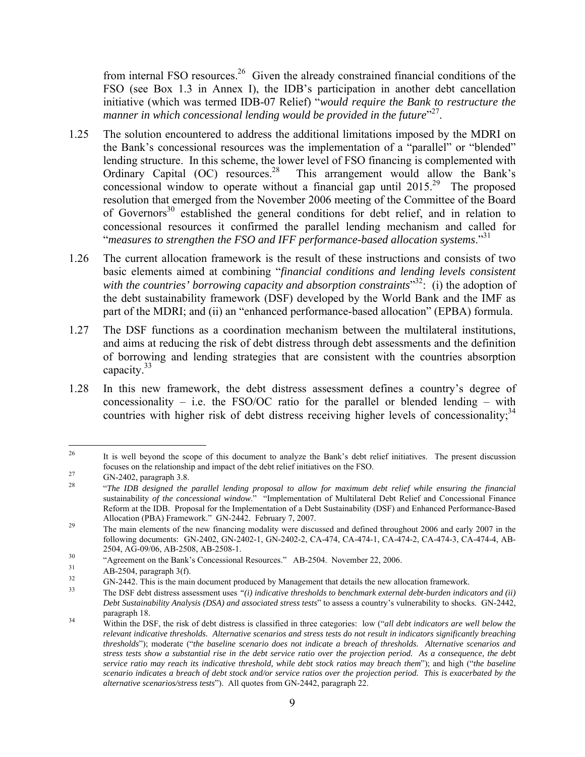from internal FSO resources.[26] Given the already constrained financial conditions of the FSO (see Box 1.3 in Annex I), the IDB's participation in another debt cancellation initiative (which was termed IDB-07 Relief) "*would require the Bank to restructure the manner in which concessional lending would be provided in the future*"[27].

1.25 The solution encountered to address the additional limitations imposed by the MDRI on the Bank's concessional resources was the implementation of a "parallel" or "blended" lending structure. In this scheme, the lower level of FSO financing is complemented with Ordinary Capital (OC) resources.[28] This arrangement would allow the Bank's concessional window to operate without a financial gap until 2015.[29] The proposed resolution that emerged from the November 2006 meeting of the Committee of the Board of Governors[30] established the general conditions for debt relief, and in relation to concessional resources it confirmed the parallel lending mechanism and called for "*measures to strengthen the FSO and IFF performance-based allocation systems*."[31]

1.26 The current allocation framework is the result of these instructions and consists of two basic elements aimed at combining "*financial conditions and lending levels consistent with the countries' borrowing capacity and absorption constraints*"[32]: (i) the adoption of the debt sustainability framework (DSF) developed by the World Bank and the IMF as part of the MDRI; and (ii) an "enhanced performance-based allocation" (EPBA) formula.

1.27 The DSF functions as a coordination mechanism between the multilateral institutions, and aims at reducing the risk of debt distress through debt assessments and the definition of borrowing and lending strategies that are consistent with the countries absorption capacity.[33]

1.28 In this new framework, the debt distress assessment defines a country's degree of concessionality – i.e. the FSO/OC ratio for the parallel or blended lending – with countries with higher risk of debt distress receiving higher levels of concessionality;[34]

---

[26] It is well beyond the scope of this document to analyze the Bank's debt relief initiatives. The present discussion focuses on the relationship and impact of the debt relief initiatives on the FSO.

[27] GN-2402, paragraph 3.8.

[28] "*The IDB designed the parallel lending proposal to allow for maximum debt relief while ensuring the financial* sustainability *of the concessional window*." "Implementation of Multilateral Debt Relief and Concessional Finance Reform at the IDB. Proposal for the Implementation of a Debt Sustainability (DSF) and Enhanced Performance-Based Allocation (PBA) Framework." GN-2442. February 7, 2007.

[29] The main elements of the new financing modality were discussed and defined throughout 2006 and early 2007 in the following documents: GN-2402, GN-2402-1, GN-2402-2, CA-474, CA-474-1, CA-474-2, CA-474-3, CA-474-4, AB-2504, AG-09/06, AB-2508, AB-2508-1.

[30] "Agreement on the Bank's Concessional Resources." AB-2504. November 22, 2006.

[31] AB-2504, paragraph 3(f).

[32] GN-2442. This is the main document produced by Management that details the new allocation framework.

[33] The DSF debt distress assessment uses *"(i) indicative thresholds to benchmark external debt-burden indicators and (ii) Debt Sustainability Analysis (DSA) and associated stress tests*" to assess a country's vulnerability to shocks. GN-2442, paragraph 18.

[34] Within the DSF, the risk of debt distress is classified in three categories: low ("*all debt indicators are well below the relevant indicative thresholds. Alternative scenarios and stress tests do not result in indicators significantly breaching thresholds*"); moderate ("*the baseline scenario does not indicate a breach of thresholds. Alternative scenarios and stress tests show a substantial rise in the debt service ratio over the projection period. As a consequence, the debt service ratio may reach its indicative threshold, while debt stock ratios may breach them*"); and high ("*the baseline scenario indicates a breach of debt stock and/or service ratios over the projection period. This is exacerbated by the alternative scenarios/stress tests*"). All quotes from GN-2442, paragraph 22.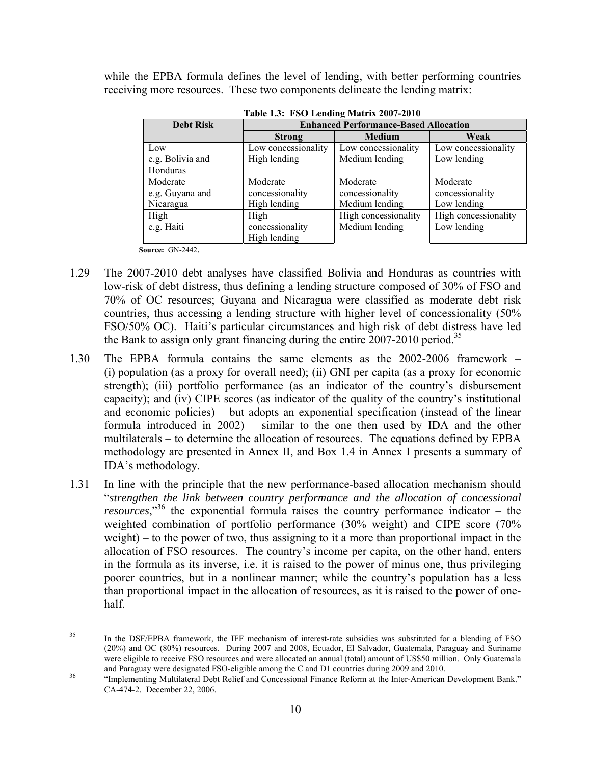while the EPBA formula defines the level of lending, with better performing countries receiving more resources. These two components delineate the lending matrix:

**Table 1.3: FSO Lending Matrix 2007-2010**

| Debt Risk | Enhanced Performance-Based Allocation | | |
|---|---|---|---|
| | **Strong** | **Medium** | **Weak** |
| Low<br>e.g. Bolivia and Honduras | Low concessionality<br>High lending | Low concessionality<br>Medium lending | Low concessionality<br>Low lending |
| Moderate<br>e.g. Guyana and Nicaragua | Moderate concessionality<br>High lending | Moderate concessionality<br>Medium lending | Moderate concessionality<br>Low lending |
| High<br>e.g. Haiti | High concessionality<br>High lending | High concessionality<br>Medium lending | High concessionality<br>Low lending |

**Source:** GN-2442.

1.29 The 2007-2010 debt analyses have classified Bolivia and Honduras as countries with low-risk of debt distress, thus defining a lending structure composed of 30% of FSO and 70% of OC resources; Guyana and Nicaragua were classified as moderate debt risk countries, thus accessing a lending structure with higher level of concessionality (50% FSO/50% OC). Haiti's particular circumstances and high risk of debt distress have led the Bank to assign only grant financing during the entire 2007-2010 period.[35]

1.30 The EPBA formula contains the same elements as the 2002-2006 framework – (i) population (as a proxy for overall need); (ii) GNI per capita (as a proxy for economic strength); (iii) portfolio performance (as an indicator of the country's disbursement capacity); and (iv) CIPE scores (as indicator of the quality of the country's institutional and economic policies) – but adopts an exponential specification (instead of the linear formula introduced in 2002) – similar to the one then used by IDA and the other multilaterals – to determine the allocation of resources. The equations defined by EPBA methodology are presented in Annex II, and Box 1.4 in Annex I presents a summary of IDA's methodology.

1.31 In line with the principle that the new performance-based allocation mechanism should "*strengthen the link between country performance and the allocation of concessional resources*,"[36] the exponential formula raises the country performance indicator – the weighted combination of portfolio performance (30% weight) and CIPE score (70% weight) – to the power of two, thus assigning to it a more than proportional impact in the allocation of FSO resources. The country's income per capita, on the other hand, enters in the formula as its inverse, i.e. it is raised to the power of minus one, thus privileging poorer countries, but in a nonlinear manner; while the country's population has a less than proportional impact in the allocation of resources, as it is raised to the power of one-half.

---

[35] In the DSF/EPBA framework, the IFF mechanism of interest-rate subsidies was substituted for a blending of FSO (20%) and OC (80%) resources. During 2007 and 2008, Ecuador, El Salvador, Guatemala, Paraguay and Suriname were eligible to receive FSO resources and were allocated an annual (total) amount of US$50 million. Only Guatemala and Paraguay were designated FSO-eligible among the C and D1 countries during 2009 and 2010.

[36] "Implementing Multilateral Debt Relief and Concessional Finance Reform at the Inter-American Development Bank." CA-474-2. December 22, 2006.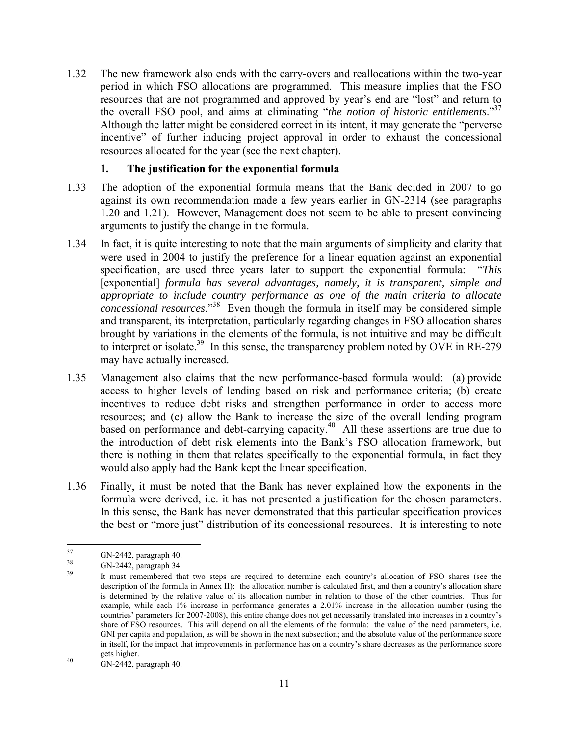1.32 The new framework also ends with the carry-overs and reallocations within the two-year period in which FSO allocations are programmed. This measure implies that the FSO resources that are not programmed and approved by year's end are "lost" and return to the overall FSO pool, and aims at eliminating "*the notion of historic entitlements*."[37] Although the latter might be considered correct in its intent, it may generate the "perverse incentive" of further inducing project approval in order to exhaust the concessional resources allocated for the year (see the next chapter).

### 1. The justification for the exponential formula

1.33 The adoption of the exponential formula means that the Bank decided in 2007 to go against its own recommendation made a few years earlier in GN-2314 (see paragraphs 1.20 and 1.21). However, Management does not seem to be able to present convincing arguments to justify the change in the formula.

1.34 In fact, it is quite interesting to note that the main arguments of simplicity and clarity that were used in 2004 to justify the preference for a linear equation against an exponential specification, are used three years later to support the exponential formula: "*This* [exponential] *formula has several advantages, namely, it is transparent, simple and appropriate to include country performance as one of the main criteria to allocate concessional resources*."[38] Even though the formula in itself may be considered simple and transparent, its interpretation, particularly regarding changes in FSO allocation shares brought by variations in the elements of the formula, is not intuitive and may be difficult to interpret or isolate.[39] In this sense, the transparency problem noted by OVE in RE-279 may have actually increased.

1.35 Management also claims that the new performance-based formula would: (a) provide access to higher levels of lending based on risk and performance criteria; (b) create incentives to reduce debt risks and strengthen performance in order to access more resources; and (c) allow the Bank to increase the size of the overall lending program based on performance and debt-carrying capacity.[40] All these assertions are true due to the introduction of debt risk elements into the Bank's FSO allocation framework, but there is nothing in them that relates specifically to the exponential formula, in fact they would also apply had the Bank kept the linear specification.

1.36 Finally, it must be noted that the Bank has never explained how the exponents in the formula were derived, i.e. it has not presented a justification for the chosen parameters. In this sense, the Bank has never demonstrated that this particular specification provides the best or "more just" distribution of its concessional resources. It is interesting to note

---

[37] GN-2442, paragraph 40.

[38] GN-2442, paragraph 34.

[39] It must remembered that two steps are required to determine each country's allocation of FSO shares (see the description of the formula in Annex II): the allocation number is calculated first, and then a country's allocation share is determined by the relative value of its allocation number in relation to those of the other countries. Thus for example, while each 1% increase in performance generates a 2.01% increase in the allocation number (using the countries' parameters for 2007-2008), this entire change does not get necessarily translated into increases in a country's share of FSO resources. This will depend on all the elements of the formula: the value of the need parameters, i.e. GNI per capita and population, as will be shown in the next subsection; and the absolute value of the performance score in itself, for the impact that improvements in performance has on a country's share decreases as the performance score gets higher.

[40] GN-2442, paragraph 40.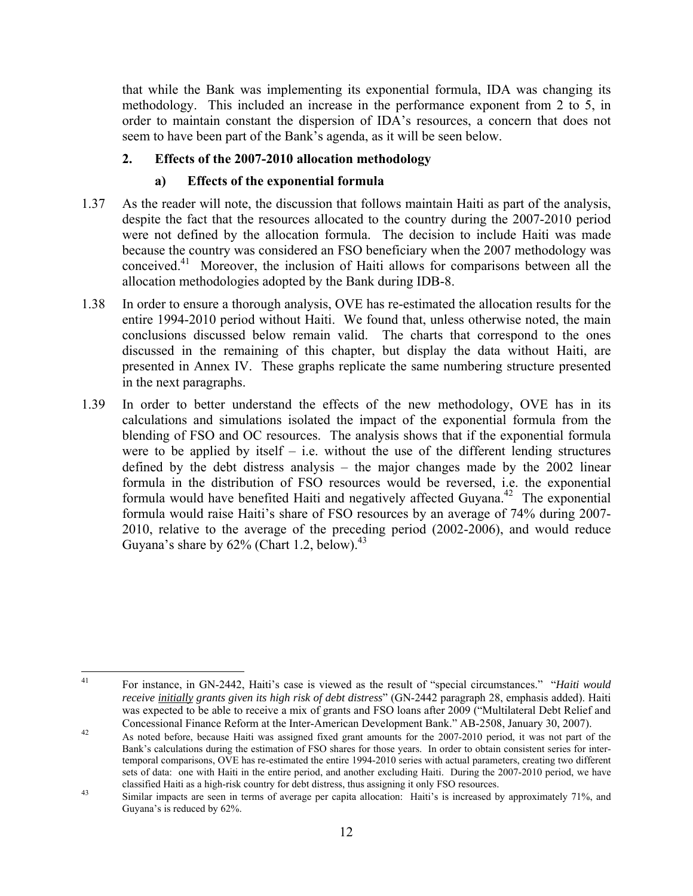that while the Bank was implementing its exponential formula, IDA was changing its methodology. This included an increase in the performance exponent from 2 to 5, in order to maintain constant the dispersion of IDA's resources, a concern that does not seem to have been part of the Bank's agenda, as it will be seen below.

## 2. Effects of the 2007-2010 allocation methodology

### a) Effects of the exponential formula

1.37 As the reader will note, the discussion that follows maintain Haiti as part of the analysis, despite the fact that the resources allocated to the country during the 2007-2010 period were not defined by the allocation formula. The decision to include Haiti was made because the country was considered an FSO beneficiary when the 2007 methodology was conceived.[41] Moreover, the inclusion of Haiti allows for comparisons between all the allocation methodologies adopted by the Bank during IDB-8.

1.38 In order to ensure a thorough analysis, OVE has re-estimated the allocation results for the entire 1994-2010 period without Haiti. We found that, unless otherwise noted, the main conclusions discussed below remain valid. The charts that correspond to the ones discussed in the remaining of this chapter, but display the data without Haiti, are presented in Annex IV. These graphs replicate the same numbering structure presented in the next paragraphs.

1.39 In order to better understand the effects of the new methodology, OVE has in its calculations and simulations isolated the impact of the exponential formula from the blending of FSO and OC resources. The analysis shows that if the exponential formula were to be applied by itself – i.e. without the use of the different lending structures defined by the debt distress analysis – the major changes made by the 2002 linear formula in the distribution of FSO resources would be reversed, i.e. the exponential formula would have benefited Haiti and negatively affected Guyana.[42] The exponential formula would raise Haiti's share of FSO resources by an average of 74% during 2007-2010, relative to the average of the preceding period (2002-2006), and would reduce Guyana's share by 62% (Chart 1.2, below).[43]

---

[41] For instance, in GN-2442, Haiti's case is viewed as the result of "special circumstances." "*Haiti would receive* ***initially*** *grants given its high risk of debt distress*" (GN-2442 paragraph 28, emphasis added). Haiti was expected to be able to receive a mix of grants and FSO loans after 2009 ("Multilateral Debt Relief and Concessional Finance Reform at the Inter-American Development Bank." AB-2508, January 30, 2007).

[42] As noted before, because Haiti was assigned fixed grant amounts for the 2007-2010 period, it was not part of the Bank's calculations during the estimation of FSO shares for those years. In order to obtain consistent series for inter-temporal comparisons, OVE has re-estimated the entire 1994-2010 series with actual parameters, creating two different sets of data: one with Haiti in the entire period, and another excluding Haiti. During the 2007-2010 period, we have classified Haiti as a high-risk country for debt distress, thus assigning it only FSO resources.

[43] Similar impacts are seen in terms of average per capita allocation: Haiti's is increased by approximately 71%, and Guyana's is reduced by 62%.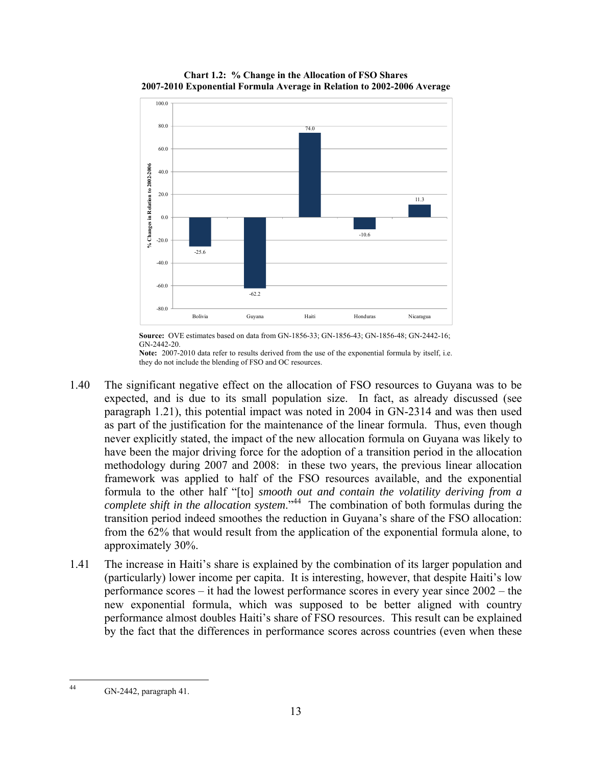**Chart 1.2: % Change in the Allocation of FSO Shares**
**2007-2010 Exponential Formula Average in Relation to 2002-2006 Average**

| Country | % Changes in Relation to 2002-2006 |
|---|---|
| Bolivia | -25.6 |
| Guyana | -62.2 |
| Haiti | 74.0 |
| Honduras | -10.6 |
| Nicaragua | 11.3 |

**Source:** OVE estimates based on data from GN-1856-33; GN-1856-43; GN-1856-48; GN-2442-16; GN-2442-20.

**Note:** 2007-2010 data refer to results derived from the use of the exponential formula by itself, i.e. they do not include the blending of FSO and OC resources.

1.40 The significant negative effect on the allocation of FSO resources to Guyana was to be expected, and is due to its small population size. In fact, as already discussed (see paragraph 1.21), this potential impact was noted in 2004 in GN-2314 and was then used as part of the justification for the maintenance of the linear formula. Thus, even though never explicitly stated, the impact of the new allocation formula on Guyana was likely to have been the major driving force for the adoption of a transition period in the allocation methodology during 2007 and 2008: in these two years, the previous linear allocation framework was applied to half of the FSO resources available, and the exponential formula to the other half "[to] *smooth out and contain the volatility deriving from a complete shift in the allocation system*."[44] The combination of both formulas during the transition period indeed smoothes the reduction in Guyana's share of the FSO allocation: from the 62% that would result from the application of the exponential formula alone, to approximately 30%.

1.41 The increase in Haiti's share is explained by the combination of its larger population and (particularly) lower income per capita. It is interesting, however, that despite Haiti's low performance scores – it had the lowest performance scores in every year since 2002 – the new exponential formula, which was supposed to be better aligned with country performance almost doubles Haiti's share of FSO resources. This result can be explained by the fact that the differences in performance scores across countries (even when these

---

44 GN-2442, paragraph 41.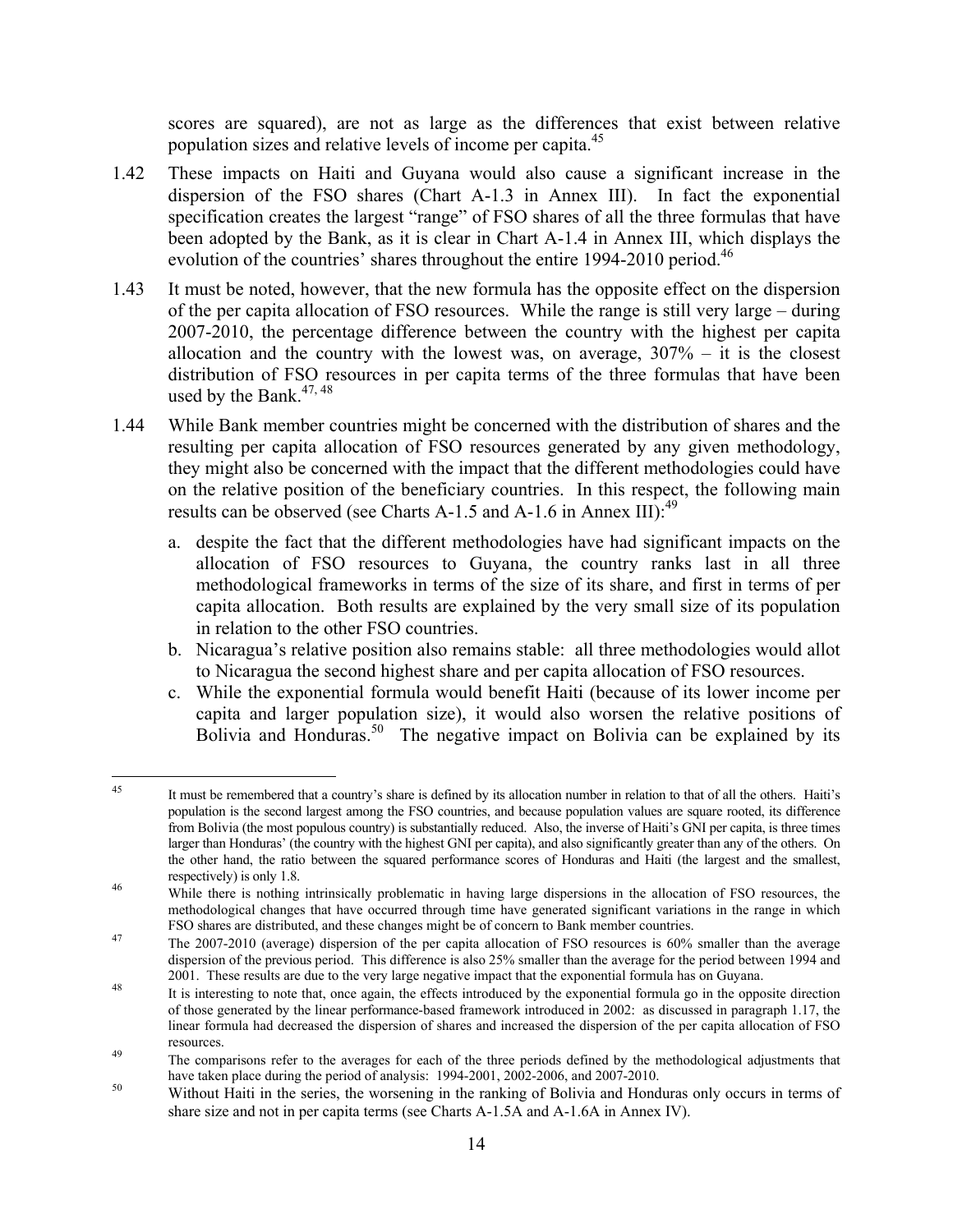scores are squared), are not as large as the differences that exist between relative population sizes and relative levels of income per capita.[45]

1.42 These impacts on Haiti and Guyana would also cause a significant increase in the dispersion of the FSO shares (Chart A-1.3 in Annex III). In fact the exponential specification creates the largest "range" of FSO shares of all the three formulas that have been adopted by the Bank, as it is clear in Chart A-1.4 in Annex III, which displays the evolution of the countries' shares throughout the entire 1994-2010 period.[46]

1.43 It must be noted, however, that the new formula has the opposite effect on the dispersion of the per capita allocation of FSO resources. While the range is still very large – during 2007-2010, the percentage difference between the country with the highest per capita allocation and the country with the lowest was, on average, 307% – it is the closest distribution of FSO resources in per capita terms of the three formulas that have been used by the Bank.[47, 48]

1.44 While Bank member countries might be concerned with the distribution of shares and the resulting per capita allocation of FSO resources generated by any given methodology, they might also be concerned with the impact that the different methodologies could have on the relative position of the beneficiary countries. In this respect, the following main results can be observed (see Charts A-1.5 and A-1.6 in Annex III):[49]

a. despite the fact that the different methodologies have had significant impacts on the allocation of FSO resources to Guyana, the country ranks last in all three methodological frameworks in terms of the size of its share, and first in terms of per capita allocation. Both results are explained by the very small size of its population in relation to the other FSO countries.

b. Nicaragua's relative position also remains stable: all three methodologies would allot to Nicaragua the second highest share and per capita allocation of FSO resources.

c. While the exponential formula would benefit Haiti (because of its lower income per capita and larger population size), it would also worsen the relative positions of Bolivia and Honduras.[50] The negative impact on Bolivia can be explained by its

---

[45] It must be remembered that a country's share is defined by its allocation number in relation to that of all the others. Haiti's population is the second largest among the FSO countries, and because population values are square rooted, its difference from Bolivia (the most populous country) is substantially reduced. Also, the inverse of Haiti's GNI per capita, is three times larger than Honduras' (the country with the highest GNI per capita), and also significantly greater than any of the others. On the other hand, the ratio between the squared performance scores of Honduras and Haiti (the largest and the smallest, respectively) is only 1.8.

[46] While there is nothing intrinsically problematic in having large dispersions in the allocation of FSO resources, the methodological changes that have occurred through time have generated significant variations in the range in which FSO shares are distributed, and these changes might be of concern to Bank member countries.

[47] The 2007-2010 (average) dispersion of the per capita allocation of FSO resources is 60% smaller than the average dispersion of the previous period. This difference is also 25% smaller than the average for the period between 1994 and 2001. These results are due to the very large negative impact that the exponential formula has on Guyana.

[48] It is interesting to note that, once again, the effects introduced by the exponential formula go in the opposite direction of those generated by the linear performance-based framework introduced in 2002: as discussed in paragraph 1.17, the linear formula had decreased the dispersion of shares and increased the dispersion of the per capita allocation of FSO resources.

[49] The comparisons refer to the averages for each of the three periods defined by the methodological adjustments that have taken place during the period of analysis: 1994-2001, 2002-2006, and 2007-2010.

[50] Without Haiti in the series, the worsening in the ranking of Bolivia and Honduras only occurs in terms of share size and not in per capita terms (see Charts A-1.5A and A-1.6A in Annex IV).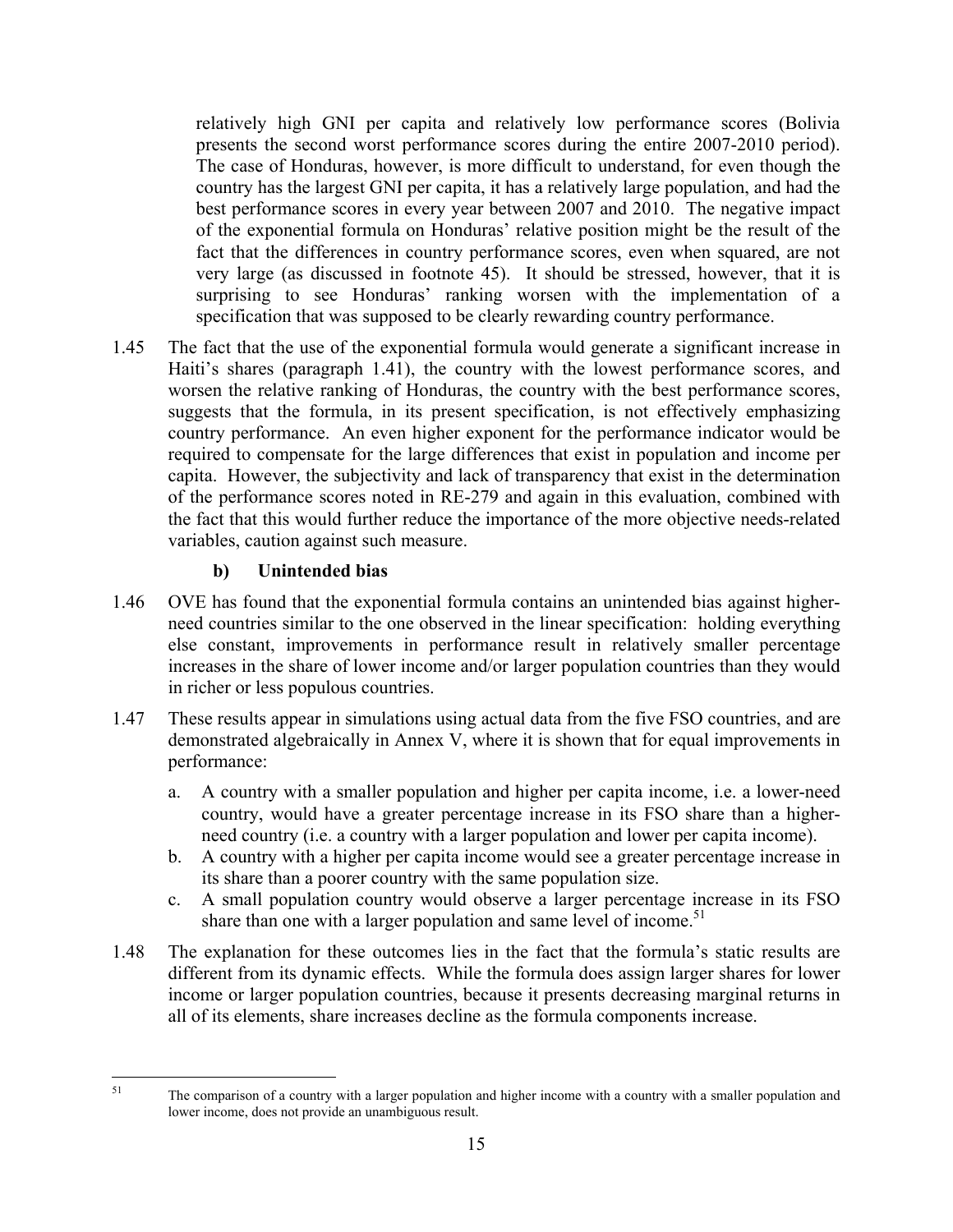relatively high GNI per capita and relatively low performance scores (Bolivia presents the second worst performance scores during the entire 2007-2010 period). The case of Honduras, however, is more difficult to understand, for even though the country has the largest GNI per capita, it has a relatively large population, and had the best performance scores in every year between 2007 and 2010. The negative impact of the exponential formula on Honduras' relative position might be the result of the fact that the differences in country performance scores, even when squared, are not very large (as discussed in footnote 45). It should be stressed, however, that it is surprising to see Honduras' ranking worsen with the implementation of a specification that was supposed to be clearly rewarding country performance.

1.45 The fact that the use of the exponential formula would generate a significant increase in Haiti's shares (paragraph 1.41), the country with the lowest performance scores, and worsen the relative ranking of Honduras, the country with the best performance scores, suggests that the formula, in its present specification, is not effectively emphasizing country performance. An even higher exponent for the performance indicator would be required to compensate for the large differences that exist in population and income per capita. However, the subjectivity and lack of transparency that exist in the determination of the performance scores noted in RE-279 and again in this evaluation, combined with the fact that this would further reduce the importance of the more objective needs-related variables, caution against such measure.

### b) Unintended bias

1.46 OVE has found that the exponential formula contains an unintended bias against higher-need countries similar to the one observed in the linear specification: holding everything else constant, improvements in performance result in relatively smaller percentage increases in the share of lower income and/or larger population countries than they would in richer or less populous countries.

1.47 These results appear in simulations using actual data from the five FSO countries, and are demonstrated algebraically in Annex V, where it is shown that for equal improvements in performance:

a. A country with a smaller population and higher per capita income, i.e. a lower-need country, would have a greater percentage increase in its FSO share than a higher-need country (i.e. a country with a larger population and lower per capita income).

b. A country with a higher per capita income would see a greater percentage increase in its share than a poorer country with the same population size.

c. A small population country would observe a larger percentage increase in its FSO share than one with a larger population and same level of income.[51]

1.48 The explanation for these outcomes lies in the fact that the formula's static results are different from its dynamic effects. While the formula does assign larger shares for lower income or larger population countries, because it presents decreasing marginal returns in all of its elements, share increases decline as the formula components increase.

[51] The comparison of a country with a larger population and higher income with a country with a smaller population and lower income, does not provide an unambiguous result.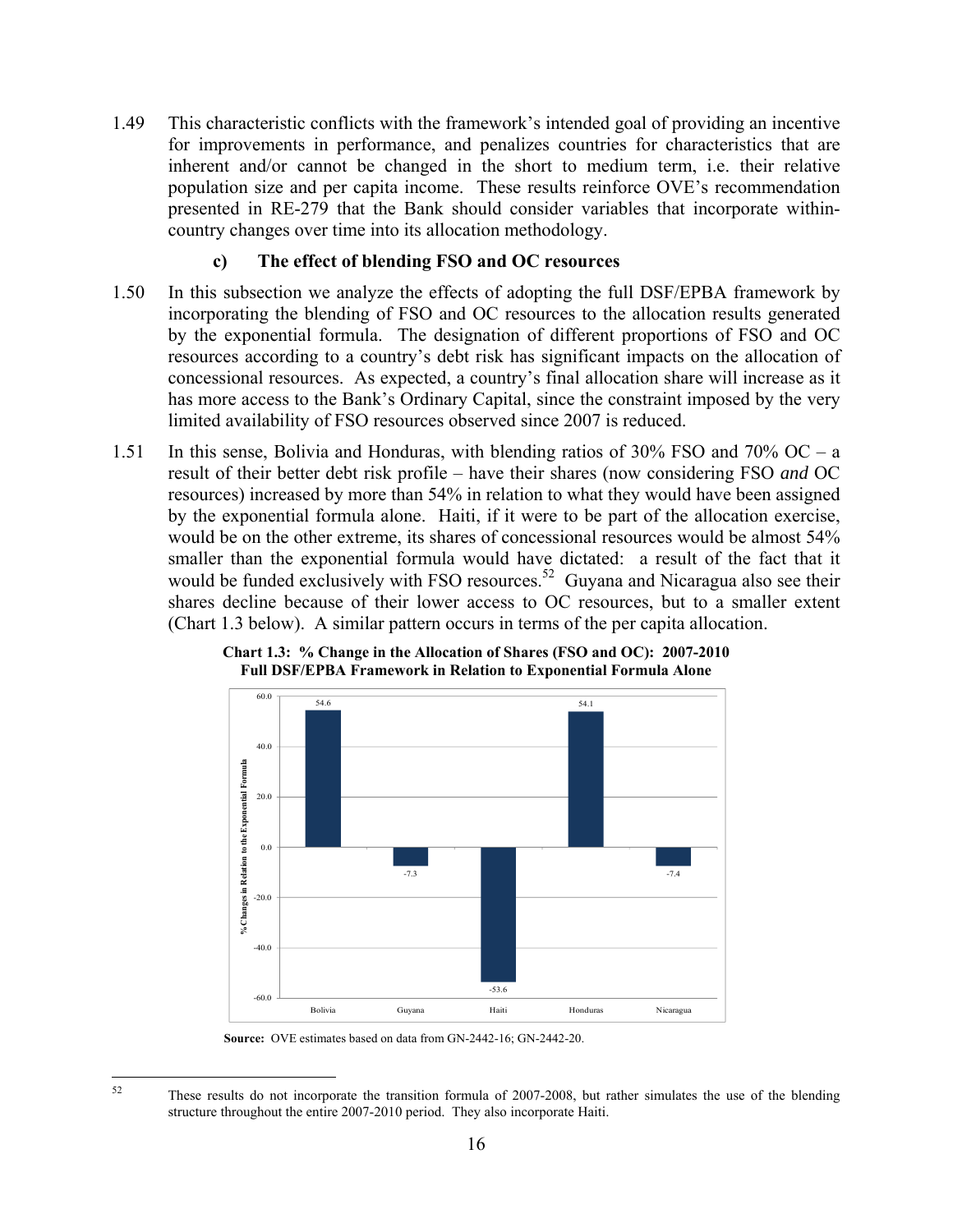1.49 This characteristic conflicts with the framework's intended goal of providing an incentive for improvements in performance, and penalizes countries for characteristics that are inherent and/or cannot be changed in the short to medium term, i.e. their relative population size and per capita income. These results reinforce OVE's recommendation presented in RE-279 that the Bank should consider variables that incorporate within-country changes over time into its allocation methodology.

### c) The effect of blending FSO and OC resources

1.50 In this subsection we analyze the effects of adopting the full DSF/EPBA framework by incorporating the blending of FSO and OC resources to the allocation results generated by the exponential formula. The designation of different proportions of FSO and OC resources according to a country's debt risk has significant impacts on the allocation of concessional resources. As expected, a country's final allocation share will increase as it has more access to the Bank's Ordinary Capital, since the constraint imposed by the very limited availability of FSO resources observed since 2007 is reduced.

1.51 In this sense, Bolivia and Honduras, with blending ratios of 30% FSO and 70% OC – a result of their better debt risk profile – have their shares (now considering FSO *and* OC resources) increased by more than 54% in relation to what they would have been assigned by the exponential formula alone. Haiti, if it were to be part of the allocation exercise, would be on the other extreme, its shares of concessional resources would be almost 54% smaller than the exponential formula would have dictated: a result of the fact that it would be funded exclusively with FSO resources.[52] Guyana and Nicaragua also see their shares decline because of their lower access to OC resources, but to a smaller extent (Chart 1.3 below). A similar pattern occurs in terms of the per capita allocation.

**Chart 1.3: % Change in the Allocation of Shares (FSO and OC): 2007-2010**
**Full DSF/EPBA Framework in Relation to Exponential Formula Alone**

| Country | % Changes in Relation to the Exponential Formula |
|---|---|
| Bolivia | 54.6 |
| Guyana | -7.3 |
| Haiti | -53.6 |
| Honduras | 54.1 |
| Nicaragua | -7.4 |

**Source:** OVE estimates based on data from GN-2442-16; GN-2442-20.

---

52 These results do not incorporate the transition formula of 2007-2008, but rather simulates the use of the blending structure throughout the entire 2007-2010 period. They also incorporate Haiti.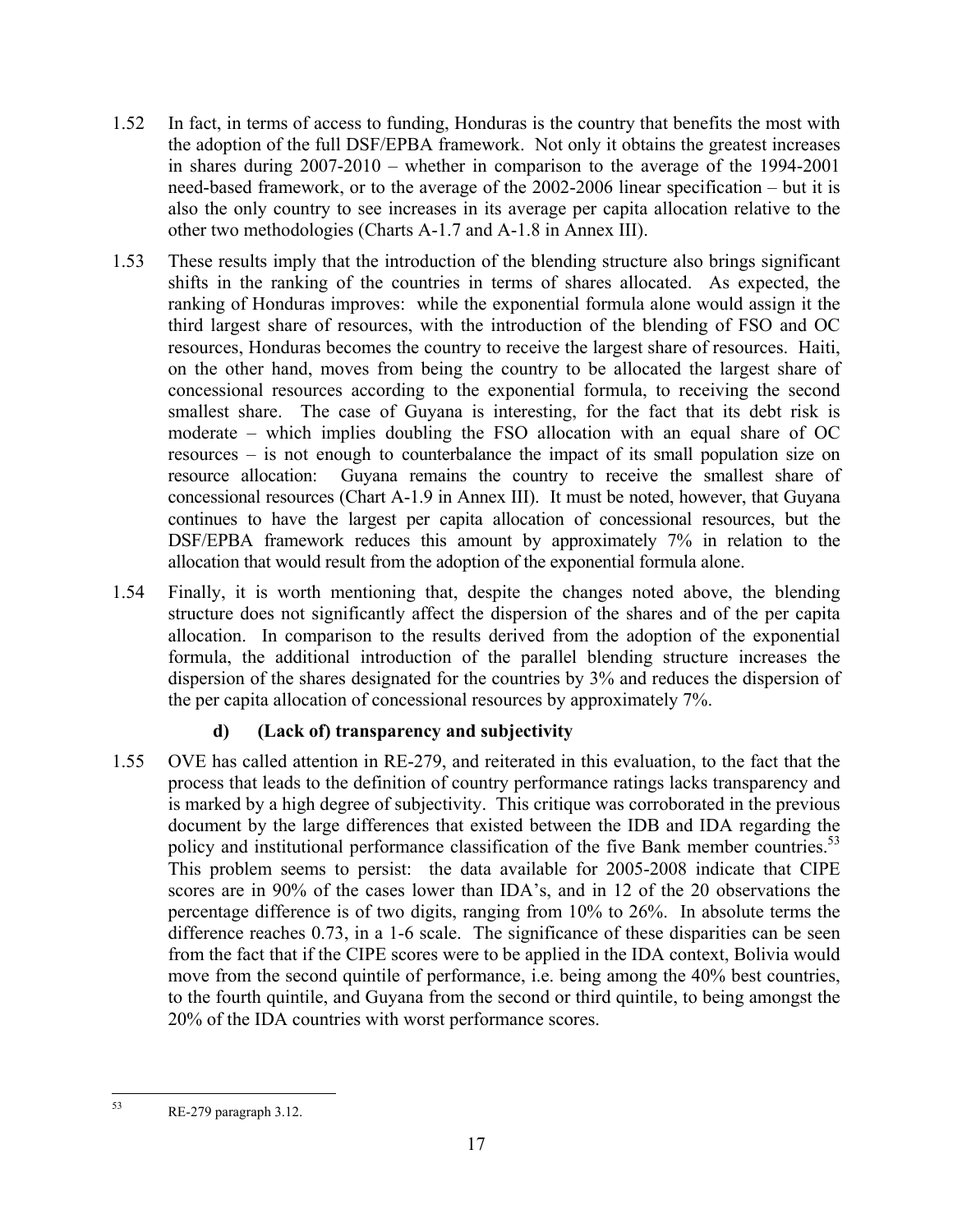1.52 In fact, in terms of access to funding, Honduras is the country that benefits the most with the adoption of the full DSF/EPBA framework. Not only it obtains the greatest increases in shares during 2007-2010 – whether in comparison to the average of the 1994-2001 need-based framework, or to the average of the 2002-2006 linear specification – but it is also the only country to see increases in its average per capita allocation relative to the other two methodologies (Charts A-1.7 and A-1.8 in Annex III).

1.53 These results imply that the introduction of the blending structure also brings significant shifts in the ranking of the countries in terms of shares allocated. As expected, the ranking of Honduras improves: while the exponential formula alone would assign it the third largest share of resources, with the introduction of the blending of FSO and OC resources, Honduras becomes the country to receive the largest share of resources. Haiti, on the other hand, moves from being the country to be allocated the largest share of concessional resources according to the exponential formula, to receiving the second smallest share. The case of Guyana is interesting, for the fact that its debt risk is moderate – which implies doubling the FSO allocation with an equal share of OC resources – is not enough to counterbalance the impact of its small population size on resource allocation: Guyana remains the country to receive the smallest share of concessional resources (Chart A-1.9 in Annex III). It must be noted, however, that Guyana continues to have the largest per capita allocation of concessional resources, but the DSF/EPBA framework reduces this amount by approximately 7% in relation to the allocation that would result from the adoption of the exponential formula alone.

1.54 Finally, it is worth mentioning that, despite the changes noted above, the blending structure does not significantly affect the dispersion of the shares and of the per capita allocation. In comparison to the results derived from the adoption of the exponential formula, the additional introduction of the parallel blending structure increases the dispersion of the shares designated for the countries by 3% and reduces the dispersion of the per capita allocation of concessional resources by approximately 7%.

### d) (Lack of) transparency and subjectivity

1.55 OVE has called attention in RE-279, and reiterated in this evaluation, to the fact that the process that leads to the definition of country performance ratings lacks transparency and is marked by a high degree of subjectivity. This critique was corroborated in the previous document by the large differences that existed between the IDB and IDA regarding the policy and institutional performance classification of the five Bank member countries.[53] This problem seems to persist: the data available for 2005-2008 indicate that CIPE scores are in 90% of the cases lower than IDA's, and in 12 of the 20 observations the percentage difference is of two digits, ranging from 10% to 26%. In absolute terms the difference reaches 0.73, in a 1-6 scale. The significance of these disparities can be seen from the fact that if the CIPE scores were to be applied in the IDA context, Bolivia would move from the second quintile of performance, i.e. being among the 40% best countries, to the fourth quintile, and Guyana from the second or third quintile, to being amongst the 20% of the IDA countries with worst performance scores.

---

[53] RE-279 paragraph 3.12.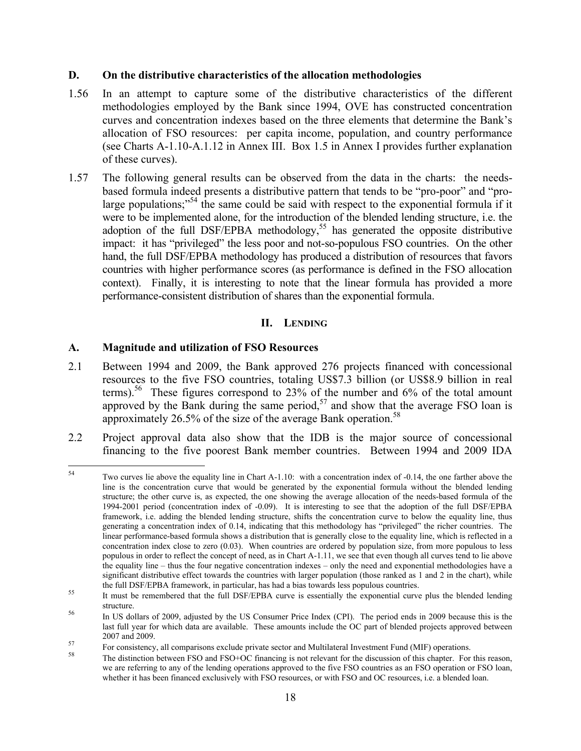### D. On the distributive characteristics of the allocation methodologies

1.56 In an attempt to capture some of the distributive characteristics of the different methodologies employed by the Bank since 1994, OVE has constructed concentration curves and concentration indexes based on the three elements that determine the Bank's allocation of FSO resources: per capita income, population, and country performance (see Charts A-1.10-A.1.12 in Annex III. Box 1.5 in Annex I provides further explanation of these curves).

1.57 The following general results can be observed from the data in the charts: the needs-based formula indeed presents a distributive pattern that tends to be "pro-poor" and "pro-large populations;"[54] the same could be said with respect to the exponential formula if it were to be implemented alone, for the introduction of the blended lending structure, i.e. the adoption of the full DSF/EPBA methodology,[55] has generated the opposite distributive impact: it has "privileged" the less poor and not-so-populous FSO countries. On the other hand, the full DSF/EPBA methodology has produced a distribution of resources that favors countries with higher performance scores (as performance is defined in the FSO allocation context). Finally, it is interesting to note that the linear formula has provided a more performance-consistent distribution of shares than the exponential formula.

## II. LENDING

### A. Magnitude and utilization of FSO Resources

2.1 Between 1994 and 2009, the Bank approved 276 projects financed with concessional resources to the five FSO countries, totaling US$7.3 billion (or US$8.9 billion in real terms).[56] These figures correspond to 23% of the number and 6% of the total amount approved by the Bank during the same period,[57] and show that the average FSO loan is approximately 26.5% of the size of the average Bank operation.[58]

2.2 Project approval data also show that the IDB is the major source of concessional financing to the five poorest Bank member countries. Between 1994 and 2009 IDA

---

[54] Two curves lie above the equality line in Chart A-1.10: with a concentration index of -0.14, the one farther above the line is the concentration curve that would be generated by the exponential formula without the blended lending structure; the other curve is, as expected, the one showing the average allocation of the needs-based formula of the 1994-2001 period (concentration index of -0.09). It is interesting to see that the adoption of the full DSF/EPBA framework, i.e. adding the blended lending structure, shifts the concentration curve to below the equality line, thus generating a concentration index of 0.14, indicating that this methodology has "privileged" the richer countries. The linear performance-based formula shows a distribution that is generally close to the equality line, which is reflected in a concentration index close to zero (0.03). When countries are ordered by population size, from more populous to less populous in order to reflect the concept of need, as in Chart A-1.11, we see that even though all curves tend to lie above the equality line – thus the four negative concentration indexes – only the need and exponential methodologies have a significant distributive effect towards the countries with larger population (those ranked as 1 and 2 in the chart), while the full DSF/EPBA framework, in particular, has had a bias towards less populous countries.

[55] It must be remembered that the full DSF/EPBA curve is essentially the exponential curve plus the blended lending structure.

[56] In US dollars of 2009, adjusted by the US Consumer Price Index (CPI). The period ends in 2009 because this is the last full year for which data are available. These amounts include the OC part of blended projects approved between 2007 and 2009.

[57] For consistency, all comparisons exclude private sector and Multilateral Investment Fund (MIF) operations.

[58] The distinction between FSO and FSO+OC financing is not relevant for the discussion of this chapter. For this reason, we are referring to any of the lending operations approved to the five FSO countries as an FSO operation or FSO loan, whether it has been financed exclusively with FSO resources, or with FSO and OC resources, i.e. a blended loan.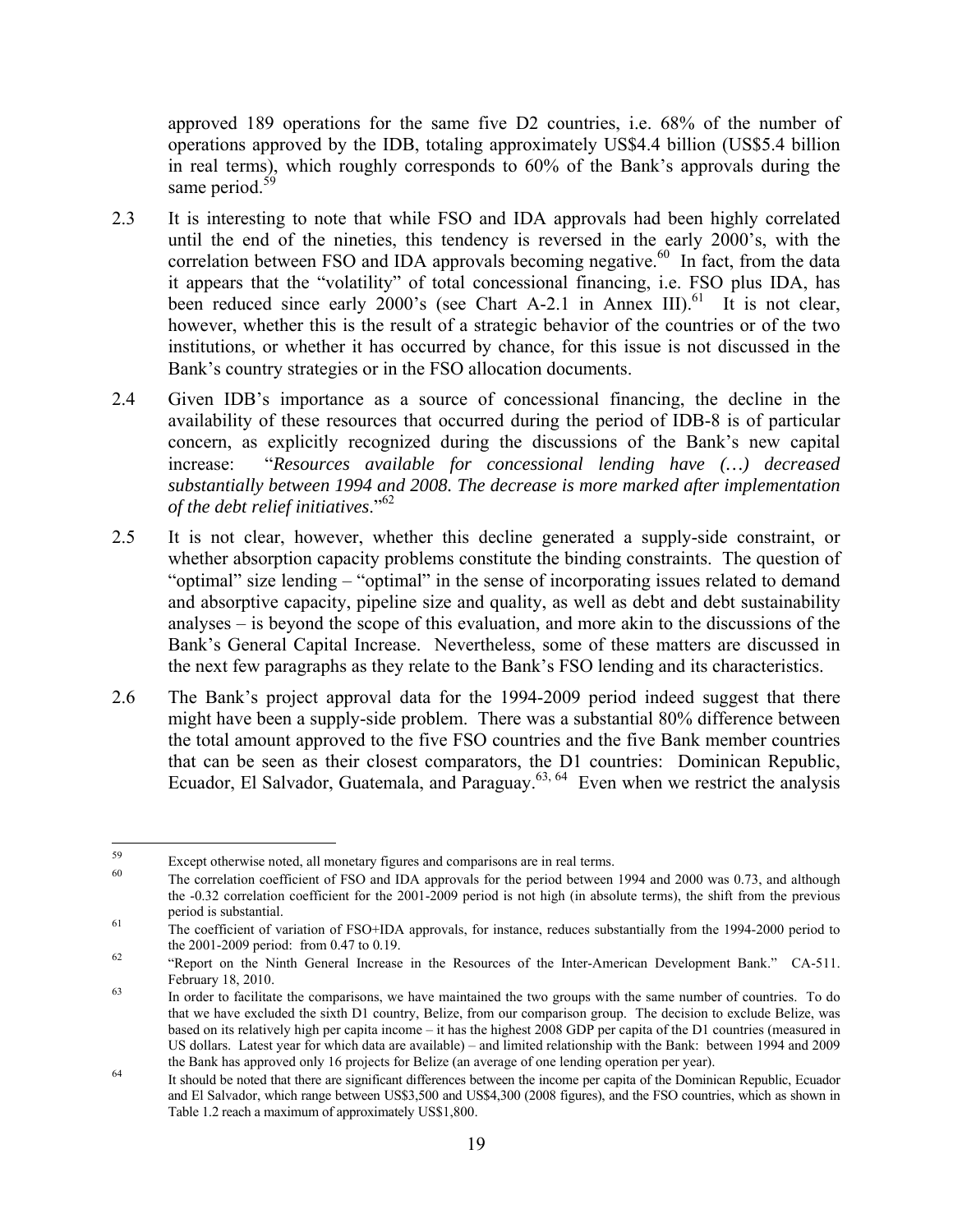approved 189 operations for the same five D2 countries, i.e. 68% of the number of operations approved by the IDB, totaling approximately US$4.4 billion (US$5.4 billion in real terms), which roughly corresponds to 60% of the Bank's approvals during the same period.[59]

2.3 It is interesting to note that while FSO and IDA approvals had been highly correlated until the end of the nineties, this tendency is reversed in the early 2000's, with the correlation between FSO and IDA approvals becoming negative.[60] In fact, from the data it appears that the "volatility" of total concessional financing, i.e. FSO plus IDA, has been reduced since early 2000's (see Chart A-2.1 in Annex III).[61] It is not clear, however, whether this is the result of a strategic behavior of the countries or of the two institutions, or whether it has occurred by chance, for this issue is not discussed in the Bank's country strategies or in the FSO allocation documents.

2.4 Given IDB's importance as a source of concessional financing, the decline in the availability of these resources that occurred during the period of IDB-8 is of particular concern, as explicitly recognized during the discussions of the Bank's new capital increase: "*Resources available for concessional lending have (…) decreased substantially between 1994 and 2008. The decrease is more marked after implementation of the debt relief initiatives*."[62]

2.5 It is not clear, however, whether this decline generated a supply-side constraint, or whether absorption capacity problems constitute the binding constraints. The question of "optimal" size lending – "optimal" in the sense of incorporating issues related to demand and absorptive capacity, pipeline size and quality, as well as debt and debt sustainability analyses – is beyond the scope of this evaluation, and more akin to the discussions of the Bank's General Capital Increase. Nevertheless, some of these matters are discussed in the next few paragraphs as they relate to the Bank's FSO lending and its characteristics.

2.6 The Bank's project approval data for the 1994-2009 period indeed suggest that there might have been a supply-side problem. There was a substantial 80% difference between the total amount approved to the five FSO countries and the five Bank member countries that can be seen as their closest comparators, the D1 countries: Dominican Republic, Ecuador, El Salvador, Guatemala, and Paraguay.[63, 64] Even when we restrict the analysis

---

[59] Except otherwise noted, all monetary figures and comparisons are in real terms.

[60] The correlation coefficient of FSO and IDA approvals for the period between 1994 and 2000 was 0.73, and although the -0.32 correlation coefficient for the 2001-2009 period is not high (in absolute terms), the shift from the previous period is substantial.

[61] The coefficient of variation of FSO+IDA approvals, for instance, reduces substantially from the 1994-2000 period to the 2001-2009 period: from 0.47 to 0.19.

[62] "Report on the Ninth General Increase in the Resources of the Inter-American Development Bank." CA-511. February 18, 2010.

[63] In order to facilitate the comparisons, we have maintained the two groups with the same number of countries. To do that we have excluded the sixth D1 country, Belize, from our comparison group. The decision to exclude Belize, was based on its relatively high per capita income – it has the highest 2008 GDP per capita of the D1 countries (measured in US dollars. Latest year for which data are available) – and limited relationship with the Bank: between 1994 and 2009 the Bank has approved only 16 projects for Belize (an average of one lending operation per year).

[64] It should be noted that there are significant differences between the income per capita of the Dominican Republic, Ecuador and El Salvador, which range between US$3,500 and US$4,300 (2008 figures), and the FSO countries, which as shown in Table 1.2 reach a maximum of approximately US$1,800.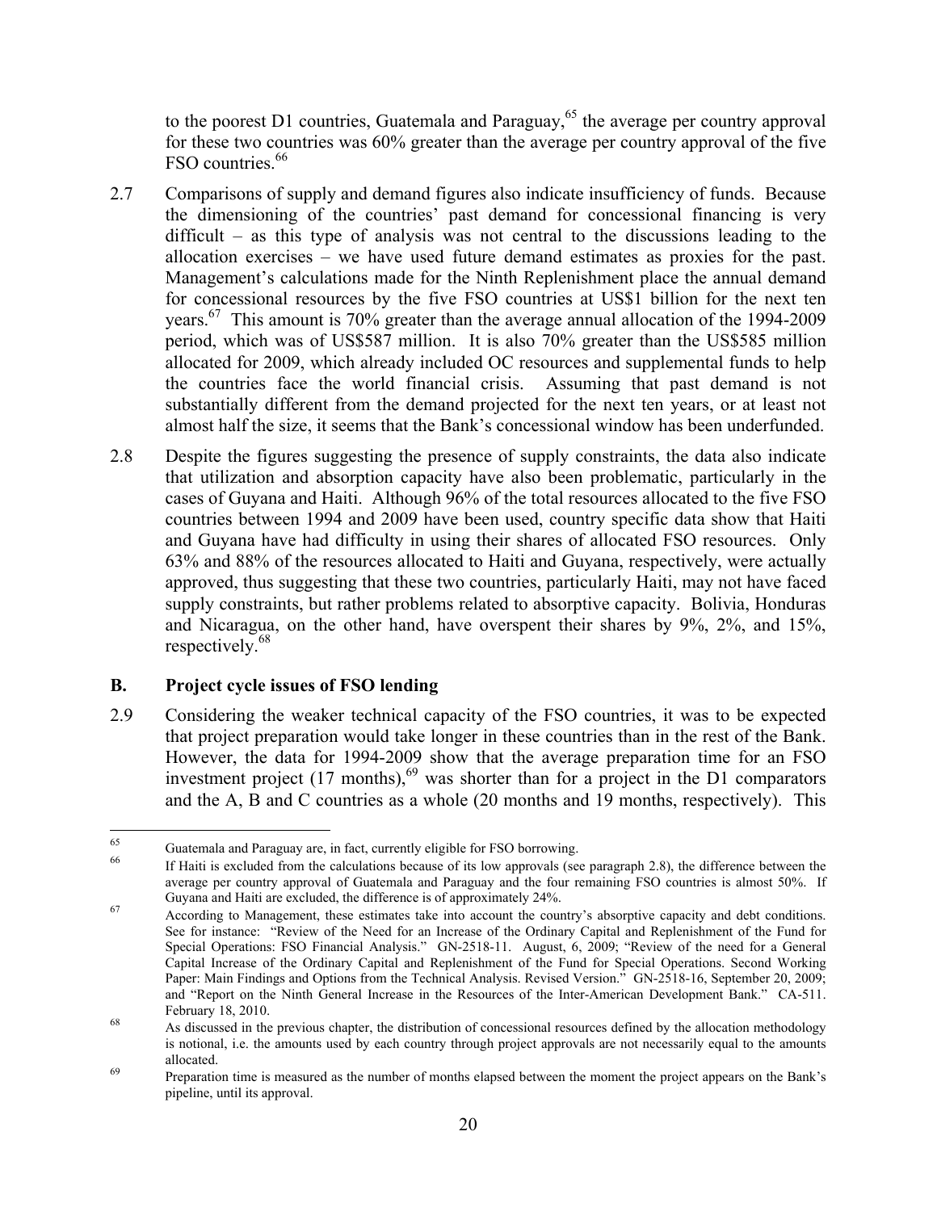to the poorest D1 countries, Guatemala and Paraguay,[65] the average per country approval for these two countries was 60% greater than the average per country approval of the five FSO countries.[66]

2.7 Comparisons of supply and demand figures also indicate insufficiency of funds. Because the dimensioning of the countries' past demand for concessional financing is very difficult – as this type of analysis was not central to the discussions leading to the allocation exercises – we have used future demand estimates as proxies for the past. Management's calculations made for the Ninth Replenishment place the annual demand for concessional resources by the five FSO countries at US$1 billion for the next ten years.[67] This amount is 70% greater than the average annual allocation of the 1994-2009 period, which was of US$587 million. It is also 70% greater than the US$585 million allocated for 2009, which already included OC resources and supplemental funds to help the countries face the world financial crisis. Assuming that past demand is not substantially different from the demand projected for the next ten years, or at least not almost half the size, it seems that the Bank's concessional window has been underfunded.

2.8 Despite the figures suggesting the presence of supply constraints, the data also indicate that utilization and absorption capacity have also been problematic, particularly in the cases of Guyana and Haiti. Although 96% of the total resources allocated to the five FSO countries between 1994 and 2009 have been used, country specific data show that Haiti and Guyana have had difficulty in using their shares of allocated FSO resources. Only 63% and 88% of the resources allocated to Haiti and Guyana, respectively, were actually approved, thus suggesting that these two countries, particularly Haiti, may not have faced supply constraints, but rather problems related to absorptive capacity. Bolivia, Honduras and Nicaragua, on the other hand, have overspent their shares by 9%, 2%, and 15%, respectively.[68]

### B. Project cycle issues of FSO lending

2.9 Considering the weaker technical capacity of the FSO countries, it was to be expected that project preparation would take longer in these countries than in the rest of the Bank. However, the data for 1994-2009 show that the average preparation time for an FSO investment project (17 months),[69] was shorter than for a project in the D1 comparators and the A, B and C countries as a whole (20 months and 19 months, respectively). This

---

[65] Guatemala and Paraguay are, in fact, currently eligible for FSO borrowing.

[66] If Haiti is excluded from the calculations because of its low approvals (see paragraph 2.8), the difference between the average per country approval of Guatemala and Paraguay and the four remaining FSO countries is almost 50%. If Guyana and Haiti are excluded, the difference is of approximately 24%.

[67] According to Management, these estimates take into account the country's absorptive capacity and debt conditions. See for instance: "Review of the Need for an Increase of the Ordinary Capital and Replenishment of the Fund for Special Operations: FSO Financial Analysis." GN-2518-11. August, 6, 2009; "Review of the need for a General Capital Increase of the Ordinary Capital and Replenishment of the Fund for Special Operations. Second Working Paper: Main Findings and Options from the Technical Analysis. Revised Version." GN-2518-16, September 20, 2009; and "Report on the Ninth General Increase in the Resources of the Inter-American Development Bank." CA-511. February 18, 2010.

[68] As discussed in the previous chapter, the distribution of concessional resources defined by the allocation methodology is notional, i.e. the amounts used by each country through project approvals are not necessarily equal to the amounts allocated.

[69] Preparation time is measured as the number of months elapsed between the moment the project appears on the Bank's pipeline, until its approval.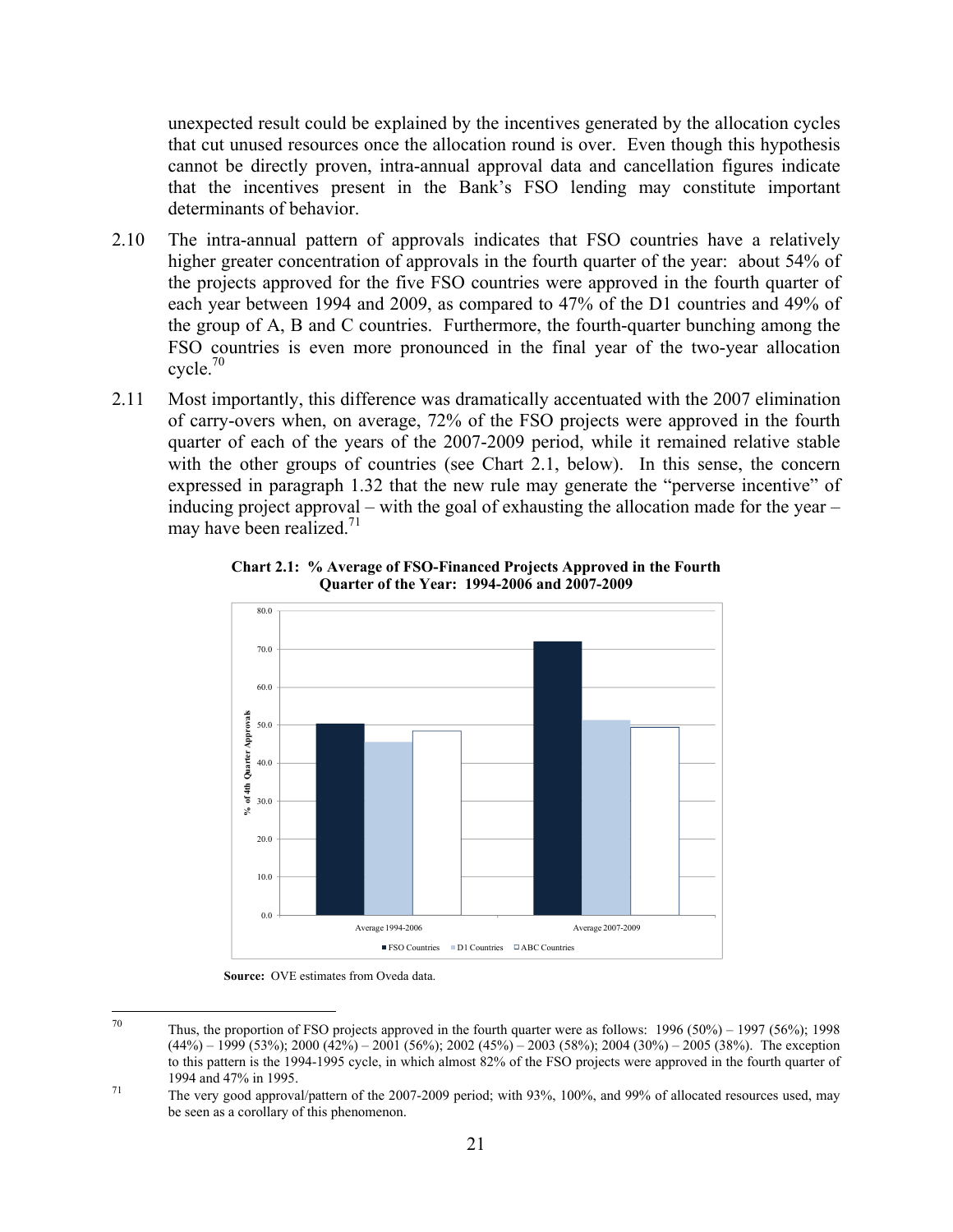unexpected result could be explained by the incentives generated by the allocation cycles that cut unused resources once the allocation round is over. Even though this hypothesis cannot be directly proven, intra-annual approval data and cancellation figures indicate that the incentives present in the Bank's FSO lending may constitute important determinants of behavior.

2.10 The intra-annual pattern of approvals indicates that FSO countries have a relatively higher greater concentration of approvals in the fourth quarter of the year: about 54% of the projects approved for the five FSO countries were approved in the fourth quarter of each year between 1994 and 2009, as compared to 47% of the D1 countries and 49% of the group of A, B and C countries. Furthermore, the fourth-quarter bunching among the FSO countries is even more pronounced in the final year of the two-year allocation cycle.[70]

2.11 Most importantly, this difference was dramatically accentuated with the 2007 elimination of carry-overs when, on average, 72% of the FSO projects were approved in the fourth quarter of each of the years of the 2007-2009 period, while it remained relative stable with the other groups of countries (see Chart 2.1, below). In this sense, the concern expressed in paragraph 1.32 that the new rule may generate the "perverse incentive" of inducing project approval – with the goal of exhausting the allocation made for the year – may have been realized.[71]

**Chart 2.1: % Average of FSO-Financed Projects Approved in the Fourth Quarter of the Year: 1994-2006 and 2007-2009**

| % of 4th Quarter Approvals | FSO Countries | D1 Countries | ABC Countries |
|---|---|---|---|
| Average 1994-2006 | ~50.3 | ~45.5 | ~48.5 |
| Average 2007-2009 | ~72.0 | ~51.3 | ~49.4 |

**Source:** OVE estimates from Oveda data.

---

[70] Thus, the proportion of FSO projects approved in the fourth quarter were as follows: 1996 (50%) – 1997 (56%); 1998 (44%) – 1999 (53%); 2000 (42%) – 2001 (56%); 2002 (45%) – 2003 (58%); 2004 (30%) – 2005 (38%). The exception to this pattern is the 1994-1995 cycle, in which almost 82% of the FSO projects were approved in the fourth quarter of 1994 and 47% in 1995.

[71] The very good approval/pattern of the 2007-2009 period; with 93%, 100%, and 99% of allocated resources used, may be seen as a corollary of this phenomenon.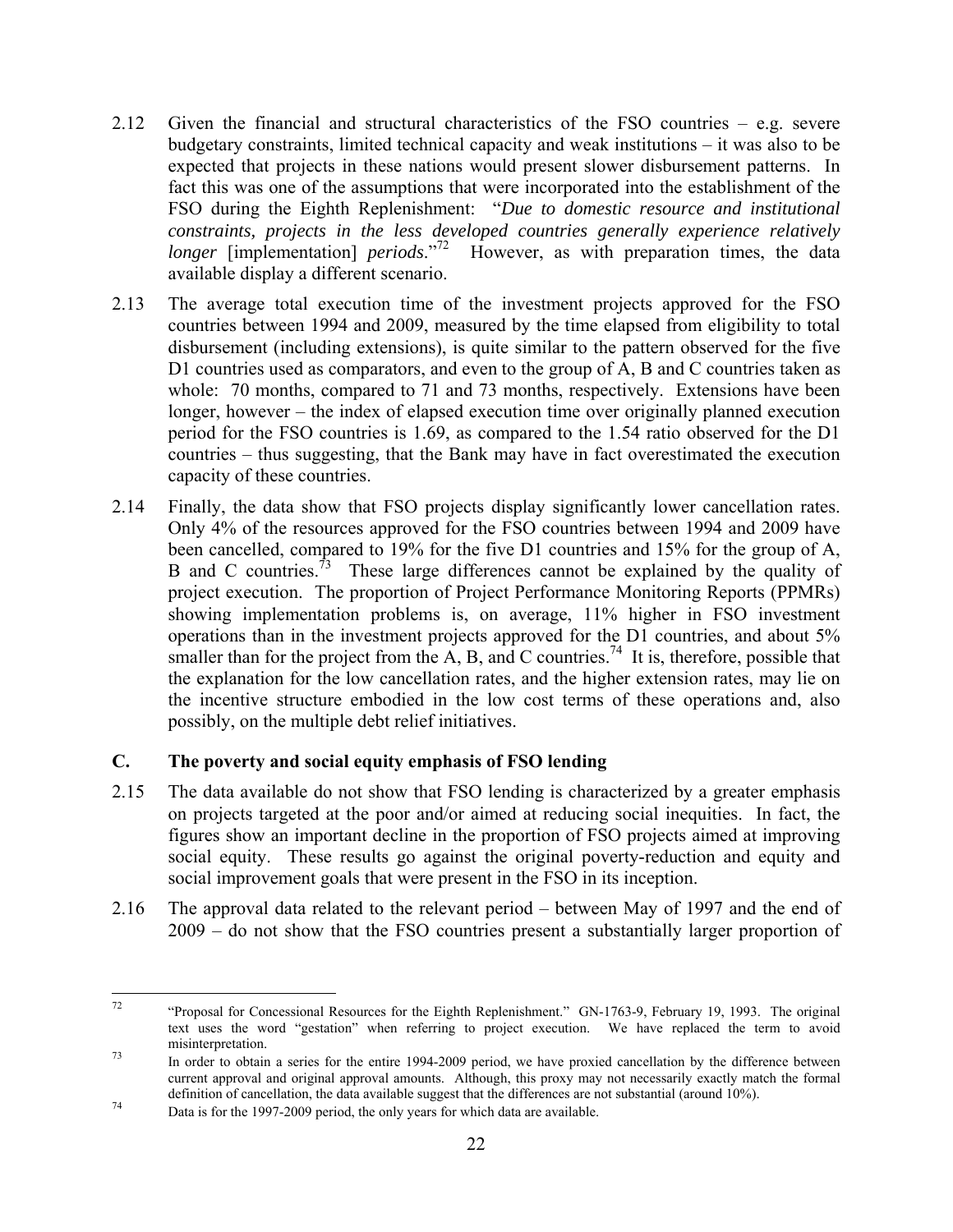2.12 Given the financial and structural characteristics of the FSO countries – e.g. severe budgetary constraints, limited technical capacity and weak institutions – it was also to be expected that projects in these nations would present slower disbursement patterns. In fact this was one of the assumptions that were incorporated into the establishment of the FSO during the Eighth Replenishment: "*Due to domestic resource and institutional constraints, projects in the less developed countries generally experience relatively longer* [implementation] *periods*."[72] However, as with preparation times, the data available display a different scenario.

2.13 The average total execution time of the investment projects approved for the FSO countries between 1994 and 2009, measured by the time elapsed from eligibility to total disbursement (including extensions), is quite similar to the pattern observed for the five D1 countries used as comparators, and even to the group of A, B and C countries taken as whole: 70 months, compared to 71 and 73 months, respectively. Extensions have been longer, however – the index of elapsed execution time over originally planned execution period for the FSO countries is 1.69, as compared to the 1.54 ratio observed for the D1 countries – thus suggesting, that the Bank may have in fact overestimated the execution capacity of these countries.

2.14 Finally, the data show that FSO projects display significantly lower cancellation rates. Only 4% of the resources approved for the FSO countries between 1994 and 2009 have been cancelled, compared to 19% for the five D1 countries and 15% for the group of A, B and C countries.[73] These large differences cannot be explained by the quality of project execution. The proportion of Project Performance Monitoring Reports (PPMRs) showing implementation problems is, on average, 11% higher in FSO investment operations than in the investment projects approved for the D1 countries, and about 5% smaller than for the project from the A, B, and C countries.[74] It is, therefore, possible that the explanation for the low cancellation rates, and the higher extension rates, may lie on the incentive structure embodied in the low cost terms of these operations and, also possibly, on the multiple debt relief initiatives.

## C. The poverty and social equity emphasis of FSO lending

2.15 The data available do not show that FSO lending is characterized by a greater emphasis on projects targeted at the poor and/or aimed at reducing social inequities. In fact, the figures show an important decline in the proportion of FSO projects aimed at improving social equity. These results go against the original poverty-reduction and equity and social improvement goals that were present in the FSO in its inception.

2.16 The approval data related to the relevant period – between May of 1997 and the end of 2009 – do not show that the FSO countries present a substantially larger proportion of

---

[72] "Proposal for Concessional Resources for the Eighth Replenishment." GN-1763-9, February 19, 1993. The original text uses the word "gestation" when referring to project execution. We have replaced the term to avoid misinterpretation.

[73] In order to obtain a series for the entire 1994-2009 period, we have proxied cancellation by the difference between current approval and original approval amounts. Although, this proxy may not necessarily exactly match the formal definition of cancellation, the data available suggest that the differences are not substantial (around 10%).

[74] Data is for the 1997-2009 period, the only years for which data are available.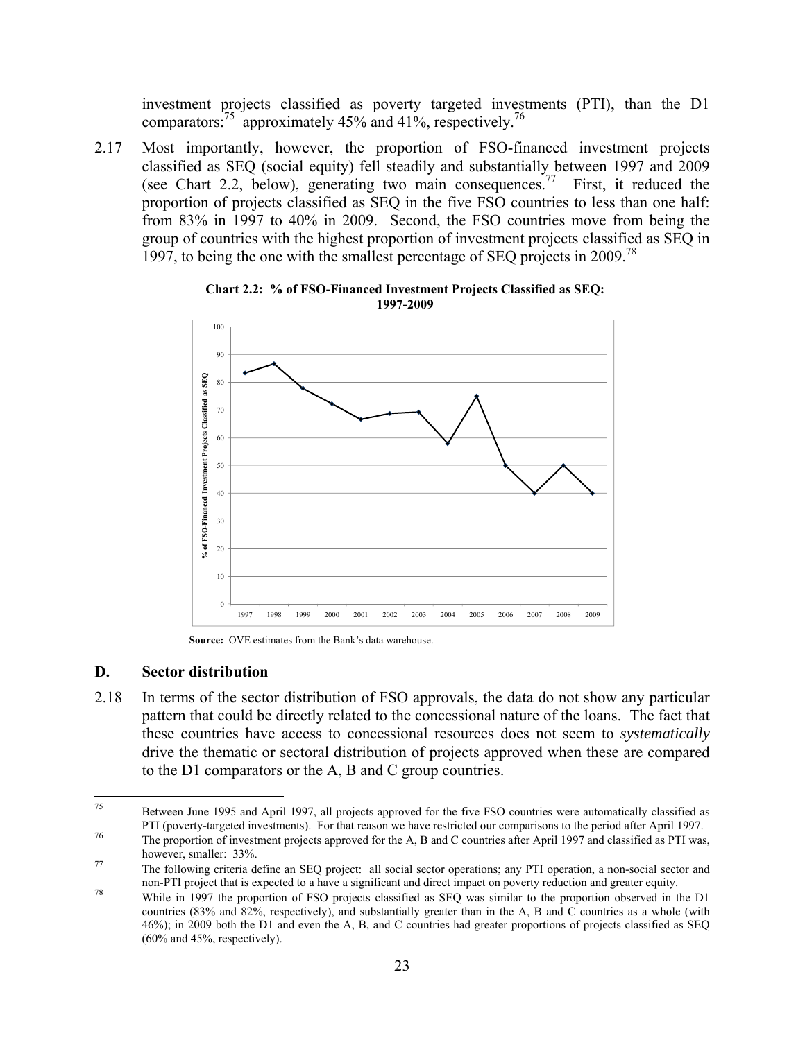investment projects classified as poverty targeted investments (PTI), than the D1 comparators:[75] approximately 45% and 41%, respectively.[76]

2.17 Most importantly, however, the proportion of FSO-financed investment projects classified as SEQ (social equity) fell steadily and substantially between 1997 and 2009 (see Chart 2.2, below), generating two main consequences.[77] First, it reduced the proportion of projects classified as SEQ in the five FSO countries to less than one half: from 83% in 1997 to 40% in 2009. Second, the FSO countries move from being the group of countries with the highest proportion of investment projects classified as SEQ in 1997, to being the one with the smallest percentage of SEQ projects in 2009.[78]

**Chart 2.2: % of FSO-Financed Investment Projects Classified as SEQ: 1997-2009**

**Source:** OVE estimates from the Bank's data warehouse.

### D. Sector distribution

2.18 In terms of the sector distribution of FSO approvals, the data do not show any particular pattern that could be directly related to the concessional nature of the loans. The fact that these countries have access to concessional resources does not seem to *systematically* drive the thematic or sectoral distribution of projects approved when these are compared to the D1 comparators or the A, B and C group countries.

---

[75] Between June 1995 and April 1997, all projects approved for the five FSO countries were automatically classified as PTI (poverty-targeted investments). For that reason we have restricted our comparisons to the period after April 1997.

[76] The proportion of investment projects approved for the A, B and C countries after April 1997 and classified as PTI was, however, smaller: 33%.

[77] The following criteria define an SEQ project: all social sector operations; any PTI operation, a non-social sector and non-PTI project that is expected to a have a significant and direct impact on poverty reduction and greater equity.

[78] While in 1997 the proportion of FSO projects classified as SEQ was similar to the proportion observed in the D1 countries (83% and 82%, respectively), and substantially greater than in the A, B and C countries as a whole (with 46%); in 2009 both the D1 and even the A, B, and C countries had greater proportions of projects classified as SEQ (60% and 45%, respectively).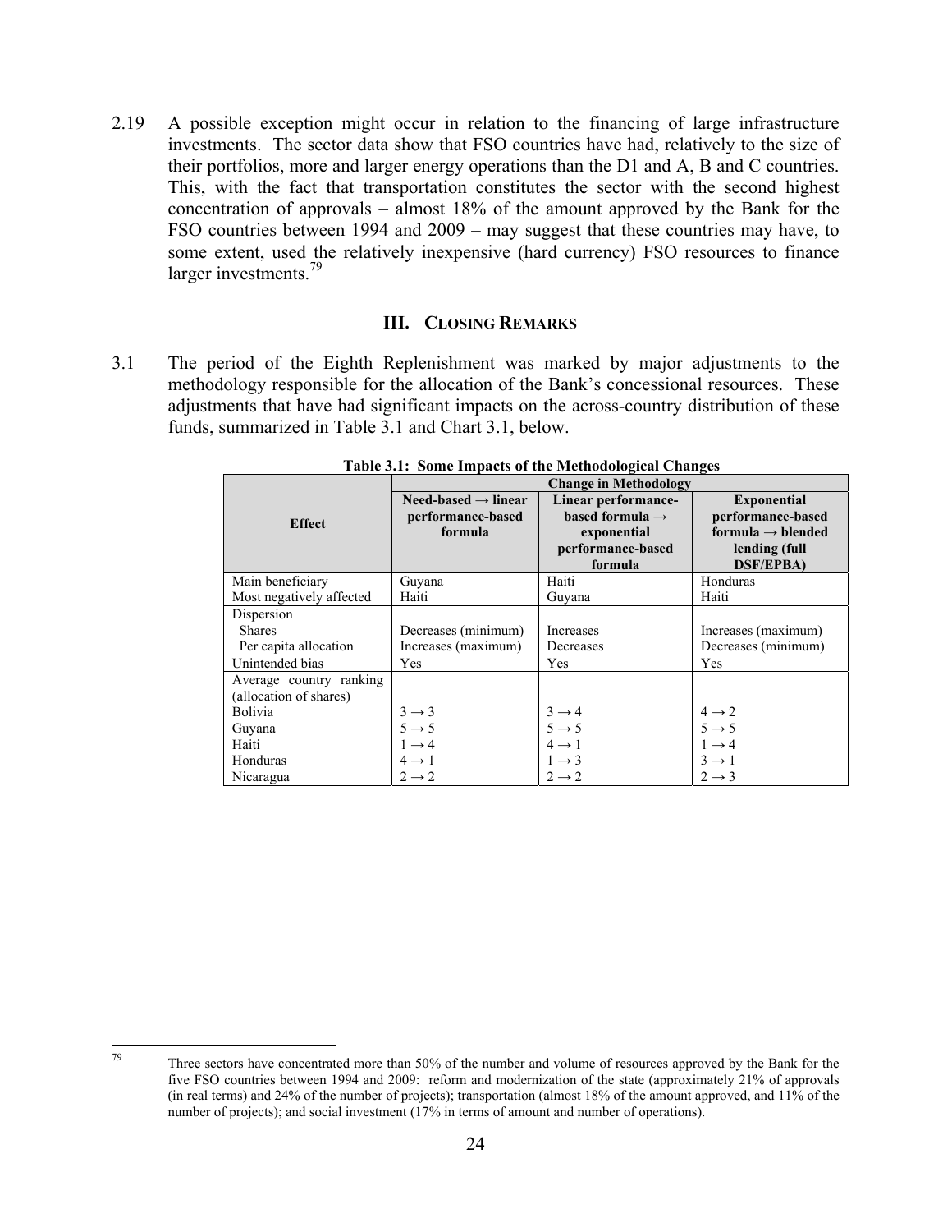2.19 A possible exception might occur in relation to the financing of large infrastructure investments. The sector data show that FSO countries have had, relatively to the size of their portfolios, more and larger energy operations than the D1 and A, B and C countries. This, with the fact that transportation constitutes the sector with the second highest concentration of approvals – almost 18% of the amount approved by the Bank for the FSO countries between 1994 and 2009 – may suggest that these countries may have, to some extent, used the relatively inexpensive (hard currency) FSO resources to finance larger investments.[79]

## III. CLOSING REMARKS

3.1 The period of the Eighth Replenishment was marked by major adjustments to the methodology responsible for the allocation of the Bank's concessional resources. These adjustments that have had significant impacts on the across-country distribution of these funds, summarized in Table 3.1 and Chart 3.1, below.

**Table 3.1: Some Impacts of the Methodological Changes**

| Effect | Change in Methodology | | |
|---|---|---|---|
| | **Need-based → linear performance-based formula** | **Linear performance-based formula → exponential performance-based formula** | **Exponential performance-based formula → blended lending (full DSF/EPBA)** |
| Main beneficiary | Guyana | Haiti | Honduras |
| Most negatively affected | Haiti | Guyana | Haiti |
| Dispersion | | | |
| Shares | Decreases (minimum) | Increases | Increases (maximum) |
| Per capita allocation | Increases (maximum) | Decreases | Decreases (minimum) |
| Unintended bias | Yes | Yes | Yes |
| Average country ranking (allocation of shares) | | | |
| Bolivia | 3 → 3 | 3 → 4 | 4 → 2 |
| Guyana | 5 → 5 | 5 → 5 | 5 → 5 |
| Haiti | 1 → 4 | 4 → 1 | 1 → 4 |
| Honduras | 4 → 1 | 1 → 3 | 3 → 1 |
| Nicaragua | 2 → 2 | 2 → 2 | 2 → 3 |

[79] Three sectors have concentrated more than 50% of the number and volume of resources approved by the Bank for the five FSO countries between 1994 and 2009: reform and modernization of the state (approximately 21% of approvals (in real terms) and 24% of the number of projects); transportation (almost 18% of the amount approved, and 11% of the number of projects); and social investment (17% in terms of amount and number of operations).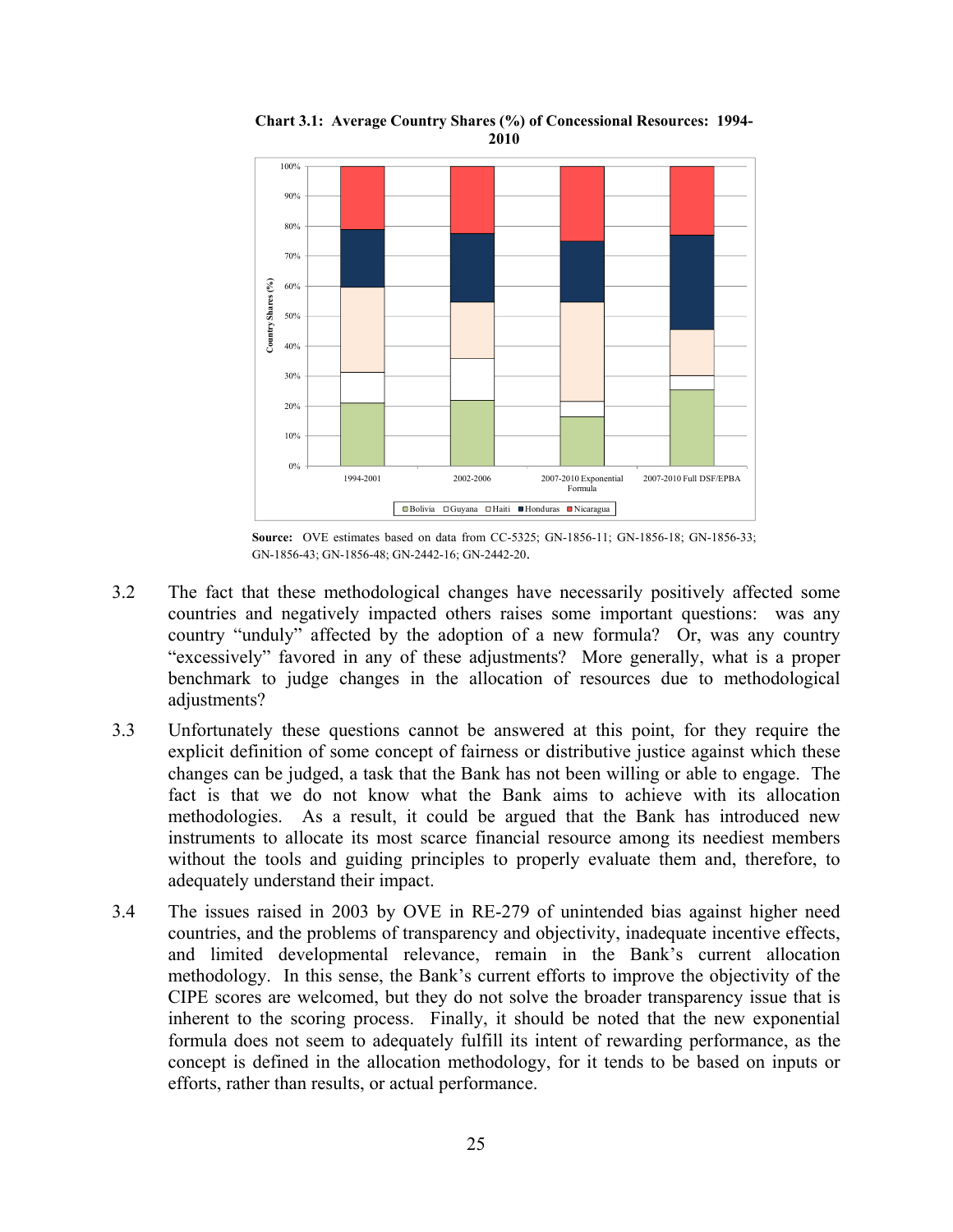**Chart 3.1: Average Country Shares (%) of Concessional Resources: 1994-2010**

**Source:** OVE estimates based on data from CC-5325; GN-1856-11; GN-1856-18; GN-1856-33; GN-1856-43; GN-1856-48; GN-2442-16; GN-2442-20.

3.2 The fact that these methodological changes have necessarily positively affected some countries and negatively impacted others raises some important questions: was any country "unduly" affected by the adoption of a new formula? Or, was any country "excessively" favored in any of these adjustments? More generally, what is a proper benchmark to judge changes in the allocation of resources due to methodological adjustments?

3.3 Unfortunately these questions cannot be answered at this point, for they require the explicit definition of some concept of fairness or distributive justice against which these changes can be judged, a task that the Bank has not been willing or able to engage. The fact is that we do not know what the Bank aims to achieve with its allocation methodologies. As a result, it could be argued that the Bank has introduced new instruments to allocate its most scarce financial resource among its neediest members without the tools and guiding principles to properly evaluate them and, therefore, to adequately understand their impact.

3.4 The issues raised in 2003 by OVE in RE-279 of unintended bias against higher need countries, and the problems of transparency and objectivity, inadequate incentive effects, and limited developmental relevance, remain in the Bank's current allocation methodology. In this sense, the Bank's current efforts to improve the objectivity of the CIPE scores are welcomed, but they do not solve the broader transparency issue that is inherent to the scoring process. Finally, it should be noted that the new exponential formula does not seem to adequately fulfill its intent of rewarding performance, as the concept is defined in the allocation methodology, for it tends to be based on inputs or efforts, rather than results, or actual performance.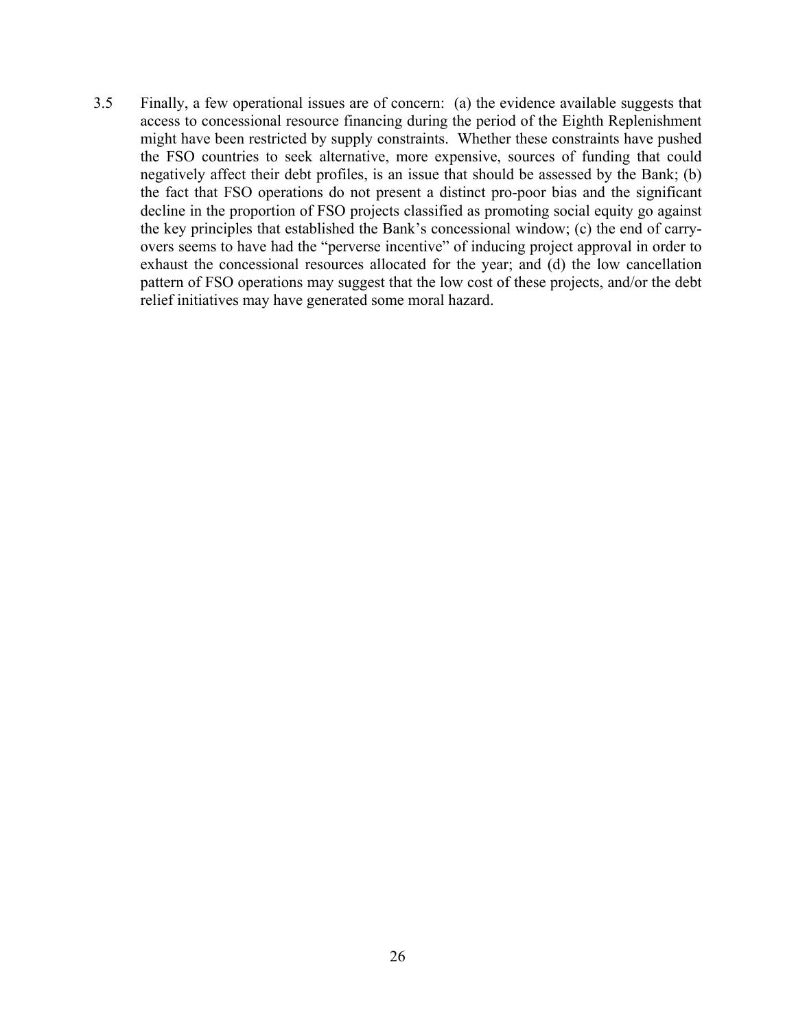3.5 Finally, a few operational issues are of concern: (a) the evidence available suggests that access to concessional resource financing during the period of the Eighth Replenishment might have been restricted by supply constraints. Whether these constraints have pushed the FSO countries to seek alternative, more expensive, sources of funding that could negatively affect their debt profiles, is an issue that should be assessed by the Bank; (b) the fact that FSO operations do not present a distinct pro-poor bias and the significant decline in the proportion of FSO projects classified as promoting social equity go against the key principles that established the Bank's concessional window; (c) the end of carry-overs seems to have had the "perverse incentive" of inducing project approval in order to exhaust the concessional resources allocated for the year; and (d) the low cancellation pattern of FSO operations may suggest that the low cost of these projects, and/or the debt relief initiatives may have generated some moral hazard.